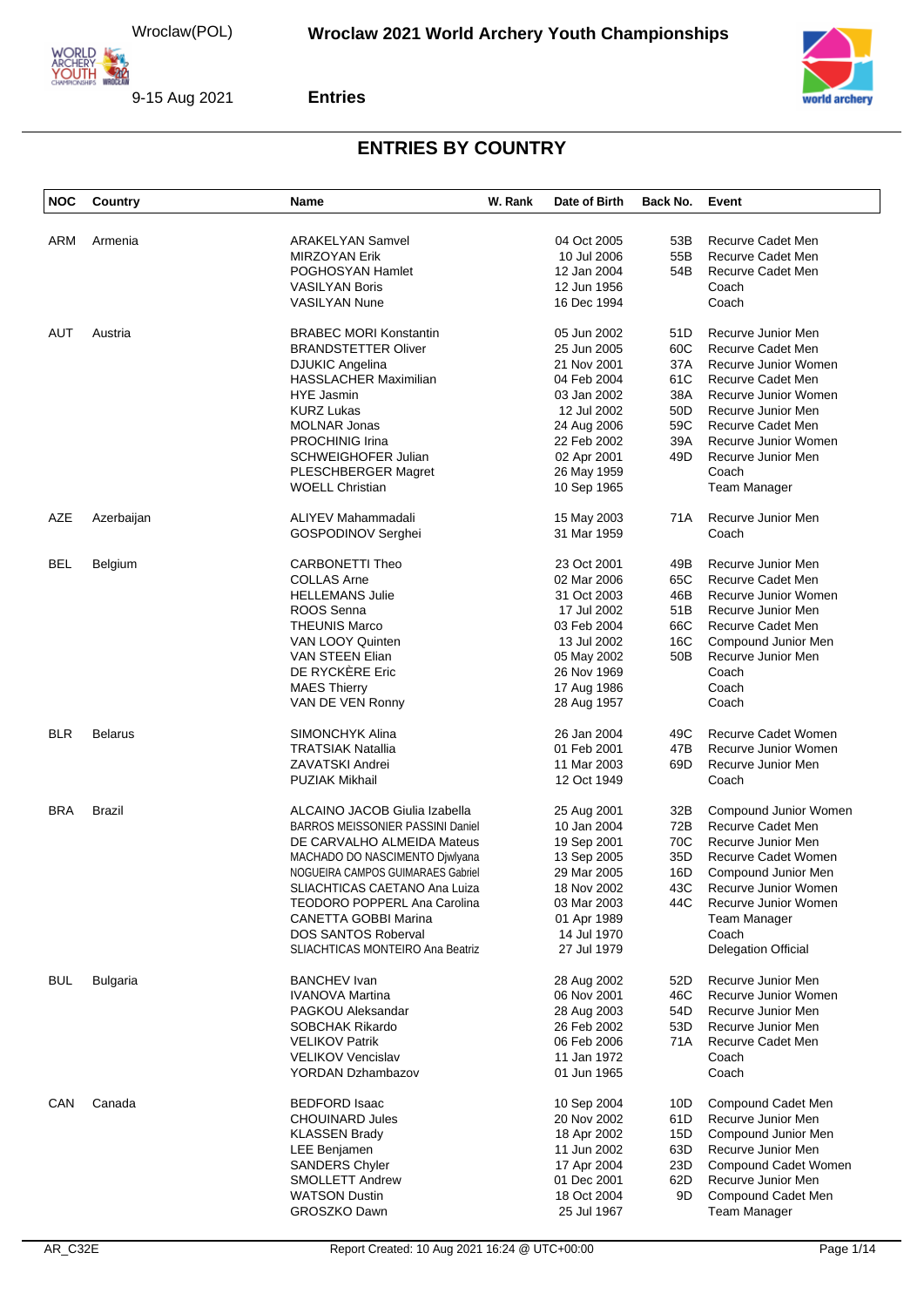# Wroclaw 2021 World Archery Youth Championships

Wroclaw(POL)

9-15 Aug 2021

**Entries**

## ENTRIES BY COUNTRY

| NOC | Country | Name | W. Rank | Date of Birth | Back No. | Event |
|---|---|---|---|---|---|---|
| ARM | Armenia | ARAKELYAN Samvel | | 04 Oct 2005 | 53B | Recurve Cadet Men |
| | | MIRZOYAN Erik | | 10 Jul 2006 | 55B | Recurve Cadet Men |
| | | POGHOSYAN Hamlet | | 12 Jan 2004 | 54B | Recurve Cadet Men |
| | | VASILYAN Boris | | 12 Jun 1956 | | Coach |
| | | VASILYAN Nune | | 16 Dec 1994 | | Coach |
| AUT | Austria | BRABEC MORI Konstantin | | 05 Jun 2002 | 51D | Recurve Junior Men |
| | | BRANDSTETTER Oliver | | 25 Jun 2005 | 60C | Recurve Cadet Men |
| | | DJUKIC Angelina | | 21 Nov 2001 | 37A | Recurve Junior Women |
| | | HASSLACHER Maximilian | | 04 Feb 2004 | 61C | Recurve Cadet Men |
| | | HYE Jasmin | | 03 Jan 2002 | 38A | Recurve Junior Women |
| | | KURZ Lukas | | 12 Jul 2002 | 50D | Recurve Junior Men |
| | | MOLNAR Jonas | | 24 Aug 2006 | 59C | Recurve Cadet Men |
| | | PROCHINIG Irina | | 22 Feb 2002 | 39A | Recurve Junior Women |
| | | SCHWEIGHOFER Julian | | 02 Apr 2001 | 49D | Recurve Junior Men |
| | | PLESCHBERGER Magret | | 26 May 1959 | | Coach |
| | | WOELL Christian | | 10 Sep 1965 | | Team Manager |
| AZE | Azerbaijan | ALIYEV Mahammadali | | 15 May 2003 | 71A | Recurve Junior Men |
| | | GOSPODINOV Serghei | | 31 Mar 1959 | | Coach |
| BEL | Belgium | CARBONETTI Theo | | 23 Oct 2001 | 49B | Recurve Junior Men |
| | | COLLAS Arne | | 02 Mar 2006 | 65C | Recurve Cadet Men |
| | | HELLEMANS Julie | | 31 Oct 2003 | 46B | Recurve Junior Women |
| | | ROOS Senna | | 17 Jul 2002 | 51B | Recurve Junior Men |
| | | THEUNIS Marco | | 03 Feb 2004 | 66C | Recurve Cadet Men |
| | | VAN LOOY Quinten | | 13 Jul 2002 | 16C | Compound Junior Men |
| | | VAN STEEN Elian | | 05 May 2002 | 50B | Recurve Junior Men |
| | | DE RYCKÈRE Eric | | 26 Nov 1969 | | Coach |
| | | MAES Thierry | | 17 Aug 1986 | | Coach |
| | | VAN DE VEN Ronny | | 28 Aug 1957 | | Coach |
| BLR | Belarus | SIMONCHYK Alina | | 26 Jan 2004 | 49C | Recurve Cadet Women |
| | | TRATSIAK Natallia | | 01 Feb 2001 | 47B | Recurve Junior Women |
| | | ZAVATSKI Andrei | | 11 Mar 2003 | 69D | Recurve Junior Men |
| | | PUZIAK Mikhail | | 12 Oct 1949 | | Coach |
| BRA | Brazil | ALCAINO JACOB Giulia Izabella | | 25 Aug 2001 | 32B | Compound Junior Women |
| | | BARROS MEISSONIER PASSINI Daniel | | 10 Jan 2004 | 72B | Recurve Cadet Men |
| | | DE CARVALHO ALMEIDA Mateus | | 19 Sep 2001 | 70C | Recurve Junior Men |
| | | MACHADO DO NASCIMENTO Djwlyana | | 13 Sep 2005 | 35D | Recurve Cadet Women |
| | | NOGUEIRA CAMPOS GUIMARAES Gabriel | | 29 Mar 2005 | 16D | Compound Junior Men |
| | | SLIACHTICAS CAETANO Ana Luiza | | 18 Nov 2002 | 43C | Recurve Junior Women |
| | | TEODORO POPPERL Ana Carolina | | 03 Mar 2003 | 44C | Recurve Junior Women |
| | | CANETTA GOBBI Marina | | 01 Apr 1989 | | Team Manager |
| | | DOS SANTOS Roberval | | 14 Jul 1970 | | Coach |
| | | SLIACHTICAS MONTEIRO Ana Beatriz | | 27 Jul 1979 | | Delegation Official |
| BUL | Bulgaria | BANCHEV Ivan | | 28 Aug 2002 | 52D | Recurve Junior Men |
| | | IVANOVA Martina | | 06 Nov 2001 | 46C | Recurve Junior Women |
| | | PAGKOU Aleksandar | | 28 Aug 2003 | 54D | Recurve Junior Men |
| | | SOBCHAK Rikardo | | 26 Feb 2002 | 53D | Recurve Junior Men |
| | | VELIKOV Patrik | | 06 Feb 2006 | 71A | Recurve Cadet Men |
| | | VELIKOV Vencislav | | 11 Jan 1972 | | Coach |
| | | YORDAN Dzhambazov | | 01 Jun 1965 | | Coach |
| CAN | Canada | BEDFORD Isaac | | 10 Sep 2004 | 10D | Compound Cadet Men |
| | | CHOUINARD Jules | | 20 Nov 2002 | 61D | Recurve Junior Men |
| | | KLASSEN Brady | | 18 Apr 2002 | 15D | Compound Junior Men |
| | | LEE Benjamen | | 11 Jun 2002 | 63D | Recurve Junior Men |
| | | SANDERS Chyler | | 17 Apr 2004 | 23D | Compound Cadet Women |
| | | SMOLLETT Andrew | | 01 Dec 2001 | 62D | Recurve Junior Men |
| | | WATSON Dustin | | 18 Oct 2004 | 9D | Compound Cadet Men |
| | | GROSZKO Dawn | | 25 Jul 1967 | | Team Manager |

AR_C32E

Report Created: 10 Aug 2021 16:24 @ UTC+00:00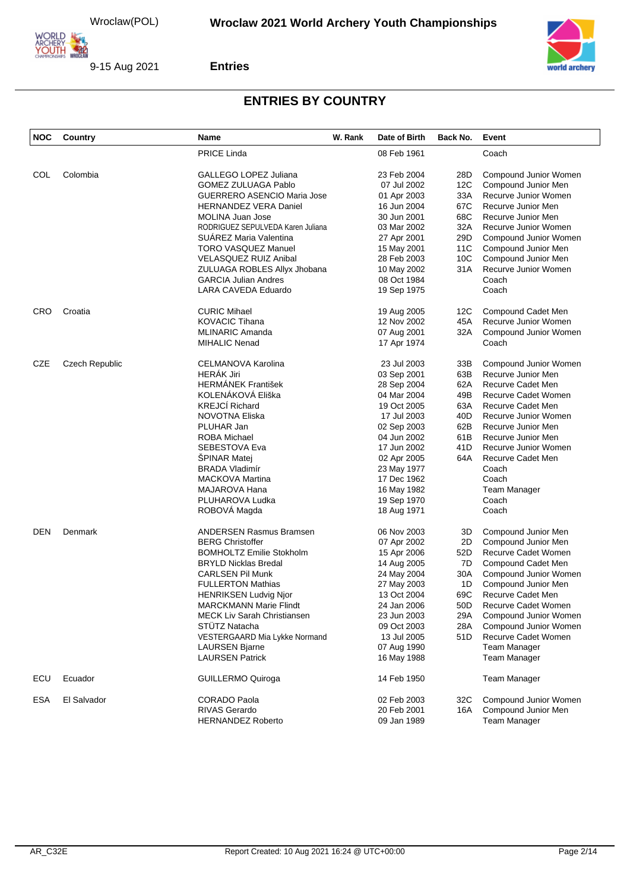# ENTRIES BY COUNTRY

| NOC | Country | Name | W. Rank | Date of Birth | Back No. | Event |
|---|---|---|---|---|---|---|
| | | PRICE Linda | | 08 Feb 1961 | | Coach |
| COL | Colombia | GALLEGO LOPEZ Juliana | | 23 Feb 2004 | 28D | Compound Junior Women |
| | | GOMEZ ZULUAGA Pablo | | 07 Jul 2002 | 12C | Compound Junior Men |
| | | GUERRERO ASENCIO Maria Jose | | 01 Apr 2003 | 33A | Recurve Junior Women |
| | | HERNANDEZ VERA Daniel | | 16 Jun 2004 | 67C | Recurve Junior Men |
| | | MOLINA Juan Jose | | 30 Jun 2001 | 68C | Recurve Junior Men |
| | | RODRIGUEZ SEPULVEDA Karen Juliana | | 03 Mar 2002 | 32A | Recurve Junior Women |
| | | SUÁREZ Maria Valentina | | 27 Apr 2001 | 29D | Compound Junior Women |
| | | TORO VASQUEZ Manuel | | 15 May 2001 | 11C | Compound Junior Men |
| | | VELASQUEZ RUIZ Anibal | | 28 Feb 2003 | 10C | Compound Junior Men |
| | | ZULUAGA ROBLES Allyx Jhobana | | 10 May 2002 | 31A | Recurve Junior Women |
| | | GARCIA Julian Andres | | 08 Oct 1984 | | Coach |
| | | LARA CAVEDA Eduardo | | 19 Sep 1975 | | Coach |
| CRO | Croatia | CURIC Mihael | | 19 Aug 2005 | 12C | Compound Cadet Men |
| | | KOVACIC Tihana | | 12 Nov 2002 | 45A | Recurve Junior Women |
| | | MLINARIC Amanda | | 07 Aug 2001 | 32A | Compound Junior Women |
| | | MIHALIC Nenad | | 17 Apr 1974 | | Coach |
| CZE | Czech Republic | CELMANOVA Karolina | | 23 Jul 2003 | 33B | Compound Junior Women |
| | | HERÁK Jiri | | 03 Sep 2001 | 63B | Recurve Junior Men |
| | | HERMÁNEK František | | 28 Sep 2004 | 62A | Recurve Cadet Men |
| | | KOLENÁKOVÁ Eliška | | 04 Mar 2004 | 49B | Recurve Cadet Women |
| | | KREJCÍ Richard | | 19 Oct 2005 | 63A | Recurve Cadet Men |
| | | NOVOTNA Eliska | | 17 Jul 2003 | 40D | Recurve Junior Women |
| | | PLUHAR Jan | | 02 Sep 2003 | 62B | Recurve Junior Men |
| | | ROBA Michael | | 04 Jun 2002 | 61B | Recurve Junior Men |
| | | SEBESTOVA Eva | | 17 Jun 2002 | 41D | Recurve Junior Women |
| | | ŠPINAR Matej | | 02 Apr 2005 | 64A | Recurve Cadet Men |
| | | BRADA Vladimír | | 23 May 1977 | | Coach |
| | | MACKOVA Martina | | 17 Dec 1962 | | Coach |
| | | MAJAROVA Hana | | 16 May 1982 | | Team Manager |
| | | PLUHAROVA Ludka | | 19 Sep 1970 | | Coach |
| | | ROBOVÁ Magda | | 18 Aug 1971 | | Coach |
| DEN | Denmark | ANDERSEN Rasmus Bramsen | | 06 Nov 2003 | 3D | Compound Junior Men |
| | | BERG Christoffer | | 07 Apr 2002 | 2D | Compound Junior Men |
| | | BOMHOLTZ Emilie Stokholm | | 15 Apr 2006 | 52D | Recurve Cadet Women |
| | | BRYLD Nicklas Bredal | | 14 Aug 2005 | 7D | Compound Cadet Men |
| | | CARLSEN Pil Munk | | 24 May 2004 | 30A | Compound Junior Women |
| | | FULLERTON Mathias | | 27 May 2003 | 1D | Compound Junior Men |
| | | HENRIKSEN Ludvig Njor | | 13 Oct 2004 | 69C | Recurve Cadet Men |
| | | MARCKMANN Marie Flindt | | 24 Jan 2006 | 50D | Recurve Cadet Women |
| | | MECK Liv Sarah Christiansen | | 23 Jun 2003 | 29A | Compound Junior Women |
| | | STÜTZ Natacha | | 09 Oct 2003 | 28A | Compound Junior Women |
| | | VESTERGAARD Mia Lykke Normand | | 13 Jul 2005 | 51D | Recurve Cadet Women |
| | | LAURSEN Bjarne | | 07 Aug 1990 | | Team Manager |
| | | LAURSEN Patrick | | 16 May 1988 | | Team Manager |
| ECU | Ecuador | GUILLERMO Quiroga | | 14 Feb 1950 | | Team Manager |
| ESA | El Salvador | CORADO Paola | | 02 Feb 2003 | 32C | Compound Junior Women |
| | | RIVAS Gerardo | | 20 Feb 2001 | 16A | Compound Junior Men |
| | | HERNANDEZ Roberto | | 09 Jan 1989 | | Team Manager |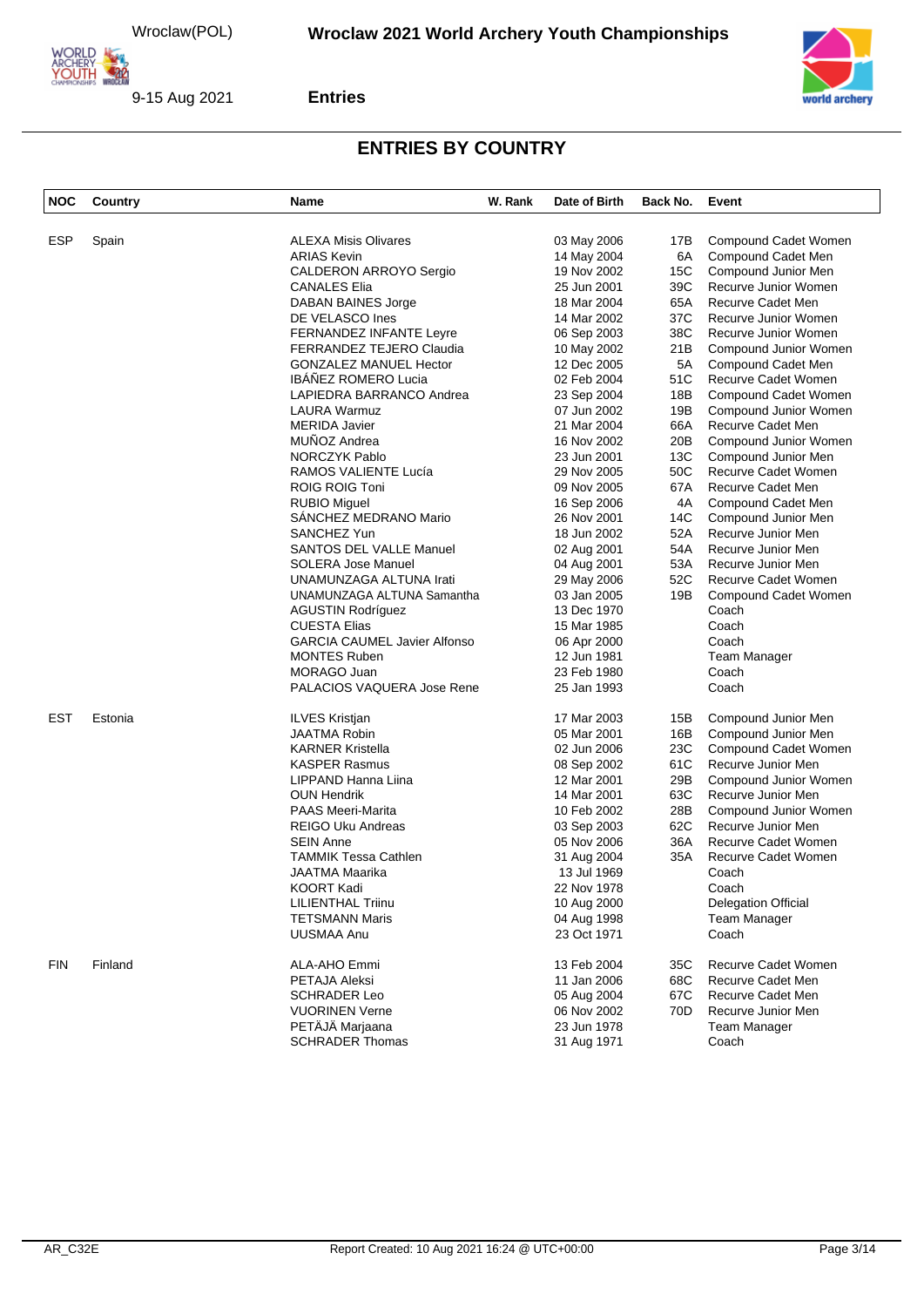## ENTRIES BY COUNTRY

| NOC | Country | Name | W. Rank | Date of Birth | Back No. | Event |
|---|---|---|---|---|---|---|
| ESP | Spain | ALEXA Misis Olivares | | 03 May 2006 | 17B | Compound Cadet Women |
| | | ARIAS Kevin | | 14 May 2004 | 6A | Compound Cadet Men |
| | | CALDERON ARROYO Sergio | | 19 Nov 2002 | 15C | Compound Junior Men |
| | | CANALES Elia | | 25 Jun 2001 | 39C | Recurve Junior Women |
| | | DABAN BAINES Jorge | | 18 Mar 2004 | 65A | Recurve Cadet Men |
| | | DE VELASCO Ines | | 14 Mar 2002 | 37C | Recurve Junior Women |
| | | FERNANDEZ INFANTE Leyre | | 06 Sep 2003 | 38C | Recurve Junior Women |
| | | FERRANDEZ TEJERO Claudia | | 10 May 2002 | 21B | Compound Junior Women |
| | | GONZALEZ MANUEL Hector | | 12 Dec 2005 | 5A | Compound Cadet Men |
| | | IBÁÑEZ ROMERO Lucia | | 02 Feb 2004 | 51C | Recurve Cadet Women |
| | | LAPIEDRA BARRANCO Andrea | | 23 Sep 2004 | 18B | Compound Cadet Women |
| | | LAURA Warmuz | | 07 Jun 2002 | 19B | Compound Junior Women |
| | | MERIDA Javier | | 21 Mar 2004 | 66A | Recurve Cadet Men |
| | | MUÑOZ Andrea | | 16 Nov 2002 | 20B | Compound Junior Women |
| | | NORCZYK Pablo | | 23 Jun 2001 | 13C | Compound Junior Men |
| | | RAMOS VALIENTE Lucía | | 29 Nov 2005 | 50C | Recurve Cadet Women |
| | | ROIG ROIG Toni | | 09 Nov 2005 | 67A | Recurve Cadet Men |
| | | RUBIO Miguel | | 16 Sep 2006 | 4A | Compound Cadet Men |
| | | SÁNCHEZ MEDRANO Mario | | 26 Nov 2001 | 14C | Compound Junior Men |
| | | SANCHEZ Yun | | 18 Jun 2002 | 52A | Recurve Junior Men |
| | | SANTOS DEL VALLE Manuel | | 02 Aug 2001 | 54A | Recurve Junior Men |
| | | SOLERA Jose Manuel | | 04 Aug 2001 | 53A | Recurve Junior Men |
| | | UNAMUNZAGA ALTUNA Irati | | 29 May 2006 | 52C | Recurve Cadet Women |
| | | UNAMUNZAGA ALTUNA Samantha | | 03 Jan 2005 | 19B | Compound Cadet Women |
| | | AGUSTIN Rodríguez | | 13 Dec 1970 | | Coach |
| | | CUESTA Elias | | 15 Mar 1985 | | Coach |
| | | GARCIA CAUMEL Javier Alfonso | | 06 Apr 2000 | | Coach |
| | | MONTES Ruben | | 12 Jun 1981 | | Team Manager |
| | | MORAGO Juan | | 23 Feb 1980 | | Coach |
| | | PALACIOS VAQUERA Jose Rene | | 25 Jan 1993 | | Coach |
| EST | Estonia | ILVES Kristjan | | 17 Mar 2003 | 15B | Compound Junior Men |
| | | JAATMA Robin | | 05 Mar 2001 | 16B | Compound Junior Men |
| | | KARNER Kristella | | 02 Jun 2006 | 23C | Compound Cadet Women |
| | | KASPER Rasmus | | 08 Sep 2002 | 61C | Recurve Junior Men |
| | | LIPPAND Hanna Liina | | 12 Mar 2001 | 29B | Compound Junior Women |
| | | OUN Hendrik | | 14 Mar 2001 | 63C | Recurve Junior Men |
| | | PAAS Meeri-Marita | | 10 Feb 2002 | 28B | Compound Junior Women |
| | | REIGO Uku Andreas | | 03 Sep 2003 | 62C | Recurve Junior Men |
| | | SEIN Anne | | 05 Nov 2006 | 36A | Recurve Cadet Women |
| | | TAMMIK Tessa Cathlen | | 31 Aug 2004 | 35A | Recurve Cadet Women |
| | | JAATMA Maarika | | 13 Jul 1969 | | Coach |
| | | KOORT Kadi | | 22 Nov 1978 | | Coach |
| | | LILIENTHAL Triinu | | 10 Aug 2000 | | Delegation Official |
| | | TETSMANN Maris | | 04 Aug 1998 | | Team Manager |
| | | UUSMAA Anu | | 23 Oct 1971 | | Coach |
| FIN | Finland | ALA-AHO Emmi | | 13 Feb 2004 | 35C | Recurve Cadet Women |
| | | PETAJA Aleksi | | 11 Jan 2006 | 68C | Recurve Cadet Men |
| | | SCHRADER Leo | | 05 Aug 2004 | 67C | Recurve Cadet Men |
| | | VUORINEN Verne | | 06 Nov 2002 | 70D | Recurve Junior Men |
| | | PETÄJÄ Marjaana | | 23 Jun 1978 | | Team Manager |
| | | SCHRADER Thomas | | 31 Aug 1971 | | Coach |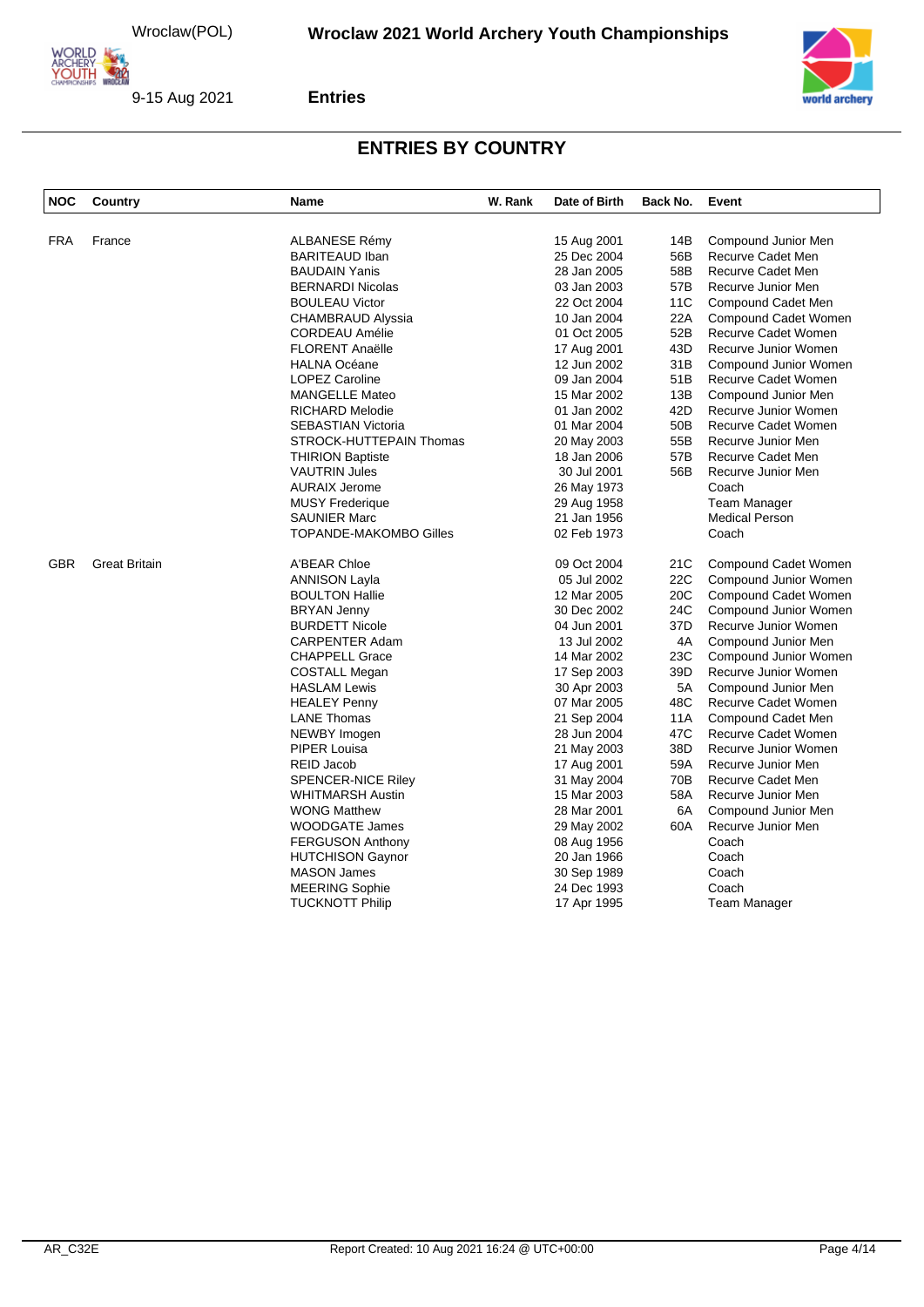## ENTRIES BY COUNTRY

| NOC | Country | Name | W. Rank | Date of Birth | Back No. | Event |
|---|---|---|---|---|---|---|
| FRA | France | ALBANESE Rémy | | 15 Aug 2001 | 14B | Compound Junior Men |
| | | BARITEAUD Iban | | 25 Dec 2004 | 56B | Recurve Cadet Men |
| | | BAUDAIN Yanis | | 28 Jan 2005 | 58B | Recurve Cadet Men |
| | | BERNARDI Nicolas | | 03 Jan 2003 | 57B | Recurve Junior Men |
| | | BOULEAU Victor | | 22 Oct 2004 | 11C | Compound Cadet Men |
| | | CHAMBRAUD Alyssia | | 10 Jan 2004 | 22A | Compound Cadet Women |
| | | CORDEAU Amélie | | 01 Oct 2005 | 52B | Recurve Cadet Women |
| | | FLORENT Anaëlle | | 17 Aug 2001 | 43D | Recurve Junior Women |
| | | HALNA Océane | | 12 Jun 2002 | 31B | Compound Junior Women |
| | | LOPEZ Caroline | | 09 Jan 2004 | 51B | Recurve Cadet Women |
| | | MANGELLE Mateo | | 15 Mar 2002 | 13B | Compound Junior Men |
| | | RICHARD Melodie | | 01 Jan 2002 | 42D | Recurve Junior Women |
| | | SEBASTIAN Victoria | | 01 Mar 2004 | 50B | Recurve Cadet Women |
| | | STROCK-HUTTEPAIN Thomas | | 20 May 2003 | 55B | Recurve Junior Men |
| | | THIRION Baptiste | | 18 Jan 2006 | 57B | Recurve Cadet Men |
| | | VAUTRIN Jules | | 30 Jul 2001 | 56B | Recurve Junior Men |
| | | AURAIX Jerome | | 26 May 1973 | | Coach |
| | | MUSY Frederique | | 29 Aug 1958 | | Team Manager |
| | | SAUNIER Marc | | 21 Jan 1956 | | Medical Person |
| | | TOPANDE-MAKOMBO Gilles | | 02 Feb 1973 | | Coach |
| GBR | Great Britain | A'BEAR Chloe | | 09 Oct 2004 | 21C | Compound Cadet Women |
| | | ANNISON Layla | | 05 Jul 2002 | 22C | Compound Junior Women |
| | | BOULTON Hallie | | 12 Mar 2005 | 20C | Compound Cadet Women |
| | | BRYAN Jenny | | 30 Dec 2002 | 24C | Compound Junior Women |
| | | BURDETT Nicole | | 04 Jun 2001 | 37D | Recurve Junior Women |
| | | CARPENTER Adam | | 13 Jul 2002 | 4A | Compound Junior Men |
| | | CHAPPELL Grace | | 14 Mar 2002 | 23C | Compound Junior Women |
| | | COSTALL Megan | | 17 Sep 2003 | 39D | Recurve Junior Women |
| | | HASLAM Lewis | | 30 Apr 2003 | 5A | Compound Junior Men |
| | | HEALEY Penny | | 07 Mar 2005 | 48C | Recurve Cadet Women |
| | | LANE Thomas | | 21 Sep 2004 | 11A | Compound Cadet Men |
| | | NEWBY Imogen | | 28 Jun 2004 | 47C | Recurve Cadet Women |
| | | PIPER Louisa | | 21 May 2003 | 38D | Recurve Junior Women |
| | | REID Jacob | | 17 Aug 2001 | 59A | Recurve Junior Men |
| | | SPENCER-NICE Riley | | 31 May 2004 | 70B | Recurve Cadet Men |
| | | WHITMARSH Austin | | 15 Mar 2003 | 58A | Recurve Junior Men |
| | | WONG Matthew | | 28 Mar 2001 | 6A | Compound Junior Men |
| | | WOODGATE James | | 29 May 2002 | 60A | Recurve Junior Men |
| | | FERGUSON Anthony | | 08 Aug 1956 | | Coach |
| | | HUTCHISON Gaynor | | 20 Jan 1966 | | Coach |
| | | MASON James | | 30 Sep 1989 | | Coach |
| | | MEERING Sophie | | 24 Dec 1993 | | Coach |
| | | TUCKNOTT Philip | | 17 Apr 1995 | | Team Manager |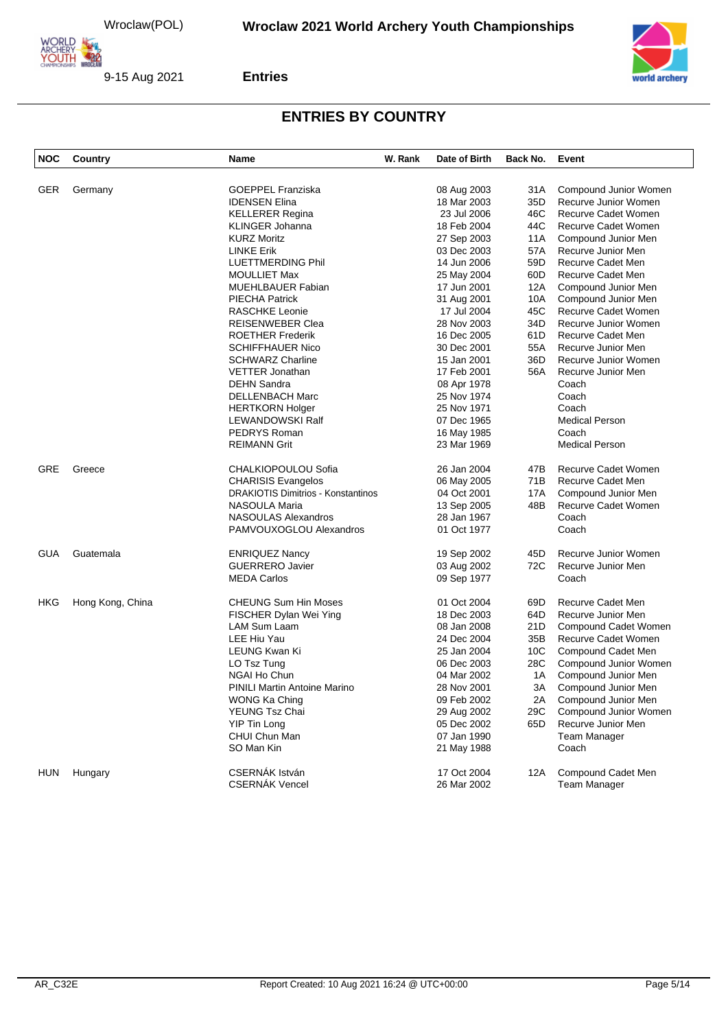## ENTRIES BY COUNTRY

| NOC | Country | Name | W. Rank | Date of Birth | Back No. | Event |
|---|---|---|---|---|---|---|
| GER | Germany | GOEPPEL Franziska | | 08 Aug 2003 | 31A | Compound Junior Women |
| | | IDENSEN Elina | | 18 Mar 2003 | 35D | Recurve Junior Women |
| | | KELLERER Regina | | 23 Jul 2006 | 46C | Recurve Cadet Women |
| | | KLINGER Johanna | | 18 Feb 2004 | 44C | Recurve Cadet Women |
| | | KURZ Moritz | | 27 Sep 2003 | 11A | Compound Junior Men |
| | | LINKE Erik | | 03 Dec 2003 | 57A | Recurve Junior Men |
| | | LUETTMERDING Phil | | 14 Jun 2006 | 59D | Recurve Cadet Men |
| | | MOULLIET Max | | 25 May 2004 | 60D | Recurve Cadet Men |
| | | MUEHLBAUER Fabian | | 17 Jun 2001 | 12A | Compound Junior Men |
| | | PIECHA Patrick | | 31 Aug 2001 | 10A | Compound Junior Men |
| | | RASCHKE Leonie | | 17 Jul 2004 | 45C | Recurve Cadet Women |
| | | REISENWEBER Clea | | 28 Nov 2003 | 34D | Recurve Junior Women |
| | | ROETHER Frederik | | 16 Dec 2005 | 61D | Recurve Cadet Men |
| | | SCHIFFHAUER Nico | | 30 Dec 2001 | 55A | Recurve Junior Men |
| | | SCHWARZ Charline | | 15 Jan 2001 | 36D | Recurve Junior Women |
| | | VETTER Jonathan | | 17 Feb 2001 | 56A | Recurve Junior Men |
| | | DEHN Sandra | | 08 Apr 1978 | | Coach |
| | | DELLENBACH Marc | | 25 Nov 1974 | | Coach |
| | | HERTKORN Holger | | 25 Nov 1971 | | Coach |
| | | LEWANDOWSKI Ralf | | 07 Dec 1965 | | Medical Person |
| | | PEDRYS Roman | | 16 May 1985 | | Coach |
| | | REIMANN Grit | | 23 Mar 1969 | | Medical Person |
| GRE | Greece | CHALKIOPOULOU Sofia | | 26 Jan 2004 | 47B | Recurve Cadet Women |
| | | CHARISIS Evangelos | | 06 May 2005 | 71B | Recurve Cadet Men |
| | | DRAKIOTIS Dimitrios - Konstantinos | | 04 Oct 2001 | 17A | Compound Junior Men |
| | | NASOULA Maria | | 13 Sep 2005 | 48B | Recurve Cadet Women |
| | | NASOULAS Alexandros | | 28 Jan 1967 | | Coach |
| | | PAMVOUXOGLOU Alexandros | | 01 Oct 1977 | | Coach |
| GUA | Guatemala | ENRIQUEZ Nancy | | 19 Sep 2002 | 45D | Recurve Junior Women |
| | | GUERRERO Javier | | 03 Aug 2002 | 72C | Recurve Junior Men |
| | | MEDA Carlos | | 09 Sep 1977 | | Coach |
| HKG | Hong Kong, China | CHEUNG Sum Hin Moses | | 01 Oct 2004 | 69D | Recurve Cadet Men |
| | | FISCHER Dylan Wei Ying | | 18 Dec 2003 | 64D | Recurve Junior Men |
| | | LAM Sum Laam | | 08 Jan 2008 | 21D | Compound Cadet Women |
| | | LEE Hiu Yau | | 24 Dec 2004 | 35B | Recurve Cadet Women |
| | | LEUNG Kwan Ki | | 25 Jan 2004 | 10C | Compound Cadet Men |
| | | LO Tsz Tung | | 06 Dec 2003 | 28C | Compound Junior Women |
| | | NGAI Ho Chun | | 04 Mar 2002 | 1A | Compound Junior Men |
| | | PINILI Martin Antoine Marino | | 28 Nov 2001 | 3A | Compound Junior Men |
| | | WONG Ka Ching | | 09 Feb 2002 | 2A | Compound Junior Men |
| | | YEUNG Tsz Chai | | 29 Aug 2002 | 29C | Compound Junior Women |
| | | YIP Tin Long | | 05 Dec 2002 | 65D | Recurve Junior Men |
| | | CHUI Chun Man | | 07 Jan 1990 | | Team Manager |
| | | SO Man Kin | | 21 May 1988 | | Coach |
| HUN | Hungary | CSERNÁK István | | 17 Oct 2004 | 12A | Compound Cadet Men |
| | | CSERNÁK Vencel | | 26 Mar 2002 | | Team Manager |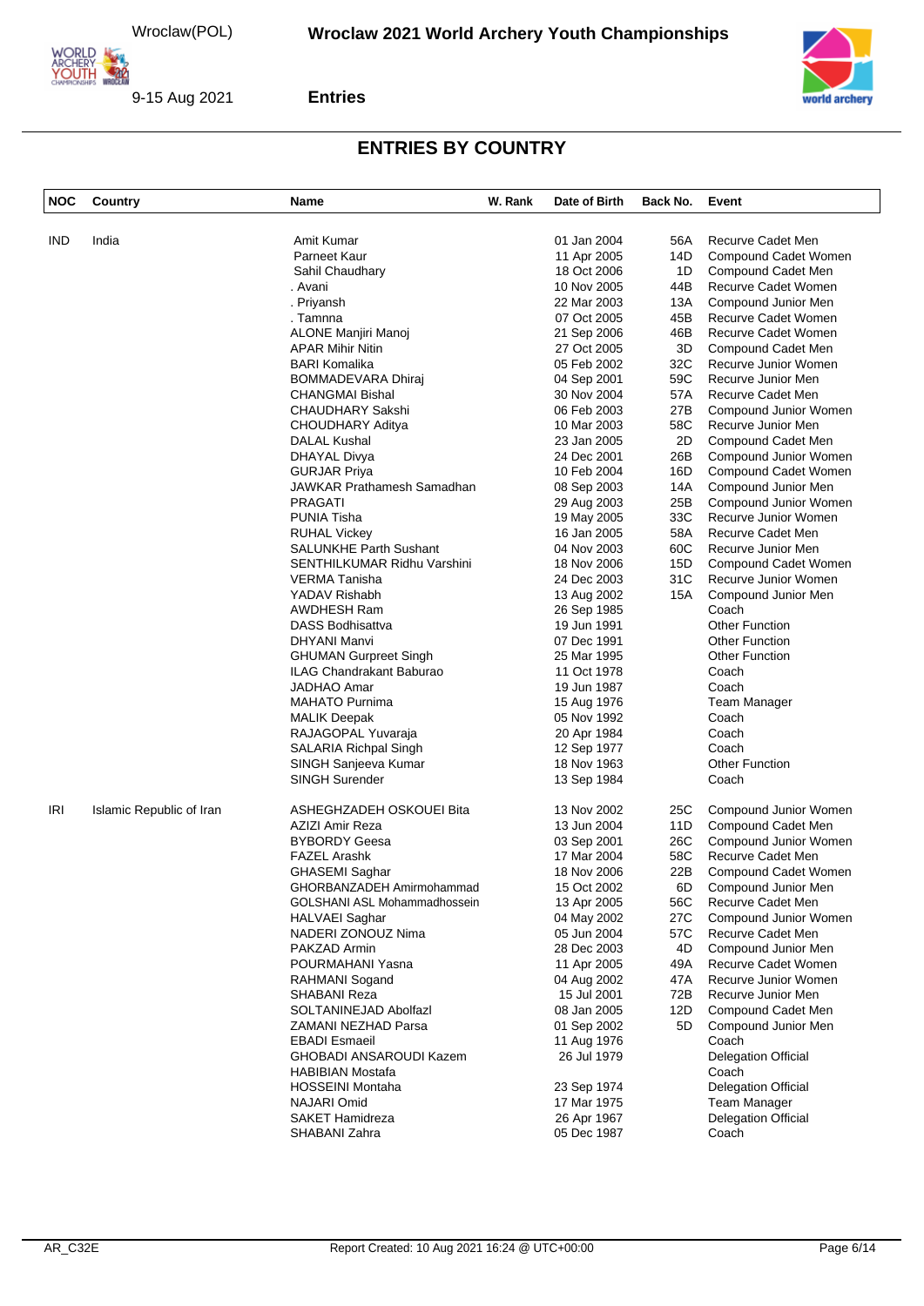# ENTRIES BY COUNTRY

| NOC | Country | Name | W. Rank | Date of Birth | Back No. | Event |
|---|---|---|---|---|---|---|
| IND | India | Amit Kumar | | 01 Jan 2004 | 56A | Recurve Cadet Men |
| | | Parneet Kaur | | 11 Apr 2005 | 14D | Compound Cadet Women |
| | | Sahil Chaudhary | | 18 Oct 2006 | 1D | Compound Cadet Men |
| | | . Avani | | 10 Nov 2005 | 44B | Recurve Cadet Women |
| | | . Priyansh | | 22 Mar 2003 | 13A | Compound Junior Men |
| | | . Tamnna | | 07 Oct 2005 | 45B | Recurve Cadet Women |
| | | ALONE Manjiri Manoj | | 21 Sep 2006 | 46B | Recurve Cadet Women |
| | | APAR Mihir Nitin | | 27 Oct 2005 | 3D | Compound Cadet Men |
| | | BARI Komalika | | 05 Feb 2002 | 32C | Recurve Junior Women |
| | | BOMMADEVARA Dhiraj | | 04 Sep 2001 | 59C | Recurve Junior Men |
| | | CHANGMAI Bishal | | 30 Nov 2004 | 57A | Recurve Cadet Men |
| | | CHAUDHARY Sakshi | | 06 Feb 2003 | 27B | Compound Junior Women |
| | | CHOUDHARY Aditya | | 10 Mar 2003 | 58C | Recurve Junior Men |
| | | DALAL Kushal | | 23 Jan 2005 | 2D | Compound Cadet Men |
| | | DHAYAL Divya | | 24 Dec 2001 | 26B | Compound Junior Women |
| | | GURJAR Priya | | 10 Feb 2004 | 16D | Compound Cadet Women |
| | | JAWKAR Prathamesh Samadhan | | 08 Sep 2003 | 14A | Compound Junior Men |
| | | PRAGATI | | 29 Aug 2003 | 25B | Compound Junior Women |
| | | PUNIA Tisha | | 19 May 2005 | 33C | Recurve Junior Women |
| | | RUHAL Vickey | | 16 Jan 2005 | 58A | Recurve Cadet Men |
| | | SALUNKHE Parth Sushant | | 04 Nov 2003 | 60C | Recurve Junior Men |
| | | SENTHILKUMAR Ridhu Varshini | | 18 Nov 2006 | 15D | Compound Cadet Women |
| | | VERMA Tanisha | | 24 Dec 2003 | 31C | Recurve Junior Women |
| | | YADAV Rishabh | | 13 Aug 2002 | 15A | Compound Junior Men |
| | | AWDHESH Ram | | 26 Sep 1985 | | Coach |
| | | DASS Bodhisattva | | 19 Jun 1991 | | Other Function |
| | | DHYANI Manvi | | 07 Dec 1991 | | Other Function |
| | | GHUMAN Gurpreet Singh | | 25 Mar 1995 | | Other Function |
| | | ILAG Chandrakant Baburao | | 11 Oct 1978 | | Coach |
| | | JADHAO Amar | | 19 Jun 1987 | | Coach |
| | | MAHATO Purnima | | 15 Aug 1976 | | Team Manager |
| | | MALIK Deepak | | 05 Nov 1992 | | Coach |
| | | RAJAGOPAL Yuvaraja | | 20 Apr 1984 | | Coach |
| | | SALARIA Richpal Singh | | 12 Sep 1977 | | Coach |
| | | SINGH Sanjeeva Kumar | | 18 Nov 1963 | | Other Function |
| | | SINGH Surender | | 13 Sep 1984 | | Coach |
| IRI | Islamic Republic of Iran | ASHEGHZADEH OSKOUEI Bita | | 13 Nov 2002 | 25C | Compound Junior Women |
| | | AZIZI Amir Reza | | 13 Jun 2004 | 11D | Compound Cadet Men |
| | | BYBORDY Geesa | | 03 Sep 2001 | 26C | Compound Junior Women |
| | | FAZEL Arashk | | 17 Mar 2004 | 58C | Recurve Cadet Men |
| | | GHASEMI Saghar | | 18 Nov 2006 | 22B | Compound Cadet Women |
| | | GHORBANZADEH Amirmohammad | | 15 Oct 2002 | 6D | Compound Junior Men |
| | | GOLSHANI ASL Mohammadhossein | | 13 Apr 2005 | 56C | Recurve Cadet Men |
| | | HALVAEI Saghar | | 04 May 2002 | 27C | Compound Junior Women |
| | | NADERI ZONOUZ Nima | | 05 Jun 2004 | 57C | Recurve Cadet Men |
| | | PAKZAD Armin | | 28 Dec 2003 | 4D | Compound Junior Men |
| | | POURMAHANI Yasna | | 11 Apr 2005 | 49A | Recurve Cadet Women |
| | | RAHMANI Sogand | | 04 Aug 2002 | 47A | Recurve Junior Women |
| | | SHABANI Reza | | 15 Jul 2001 | 72B | Recurve Junior Men |
| | | SOLTANINEJAD Abolfazl | | 08 Jan 2005 | 12D | Compound Cadet Men |
| | | ZAMANI NEZHAD Parsa | | 01 Sep 2002 | 5D | Compound Junior Men |
| | | EBADI Esmaeil | | 11 Aug 1976 | | Coach |
| | | GHOBADI ANSAROUDI Kazem | | 26 Jul 1979 | | Delegation Official |
| | | HABIBIAN Mostafa | | | | Coach |
| | | HOSSEINI Montaha | | 23 Sep 1974 | | Delegation Official |
| | | NAJARI Omid | | 17 Mar 1975 | | Team Manager |
| | | SAKET Hamidreza | | 26 Apr 1967 | | Delegation Official |
| | | SHABANI Zahra | | 05 Dec 1987 | | Coach |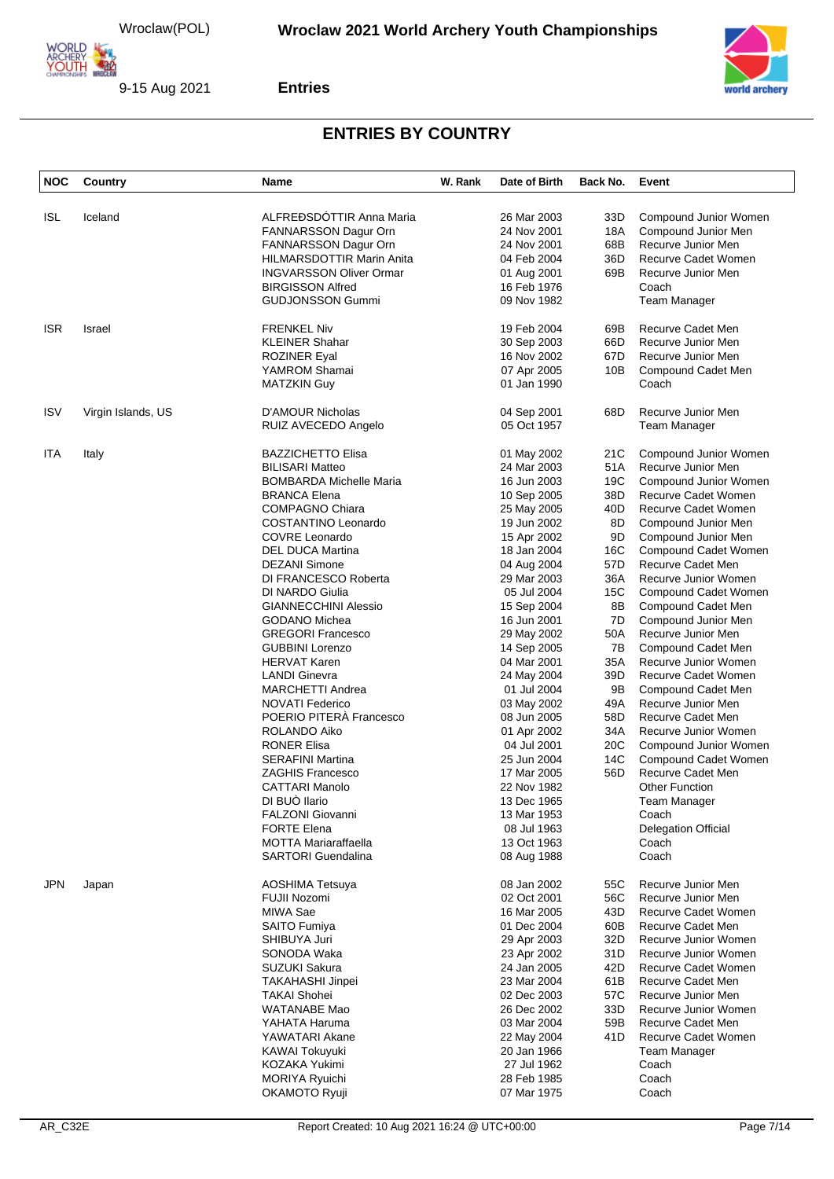# Wroclaw 2021 World Archery Youth Championships

Wroclaw(POL)

9-15 Aug 2021

**Entries**

## ENTRIES BY COUNTRY

| NOC | Country | Name | W. Rank | Date of Birth | Back No. | Event |
|---|---|---|---|---|---|---|
| ISL | Iceland | ALFREÐSDÓTTIR Anna Maria | | 26 Mar 2003 | 33D | Compound Junior Women |
| | | FANNARSSON Dagur Orn | | 24 Nov 2001 | 18A | Compound Junior Men |
| | | FANNARSSON Dagur Orn | | 24 Nov 2001 | 68B | Recurve Junior Men |
| | | HILMARSDOTTIR Marin Anita | | 04 Feb 2004 | 36D | Recurve Cadet Women |
| | | INGVARSSON Oliver Ormar | | 01 Aug 2001 | 69B | Recurve Junior Men |
| | | BIRGISSON Alfred | | 16 Feb 1976 | | Coach |
| | | GUDJONSSON Gummi | | 09 Nov 1982 | | Team Manager |
| ISR | Israel | FRENKEL Niv | | 19 Feb 2004 | 69B | Recurve Cadet Men |
| | | KLEINER Shahar | | 30 Sep 2003 | 66D | Recurve Junior Men |
| | | ROZINER Eyal | | 16 Nov 2002 | 67D | Recurve Junior Men |
| | | YAMROM Shamai | | 07 Apr 2005 | 10B | Compound Cadet Men |
| | | MATZKIN Guy | | 01 Jan 1990 | | Coach |
| ISV | Virgin Islands, US | D'AMOUR Nicholas | | 04 Sep 2001 | 68D | Recurve Junior Men |
| | | RUIZ AVECEDO Angelo | | 05 Oct 1957 | | Team Manager |
| ITA | Italy | BAZZICHETTO Elisa | | 01 May 2002 | 21C | Compound Junior Women |
| | | BILISARI Matteo | | 24 Mar 2003 | 51A | Recurve Junior Men |
| | | BOMBARDA Michelle Maria | | 16 Jun 2003 | 19C | Compound Junior Women |
| | | BRANCA Elena | | 10 Sep 2005 | 38D | Recurve Cadet Women |
| | | COMPAGNO Chiara | | 25 May 2005 | 40D | Recurve Cadet Women |
| | | COSTANTINO Leonardo | | 19 Jun 2002 | 8D | Compound Junior Men |
| | | COVRE Leonardo | | 15 Apr 2002 | 9D | Compound Junior Men |
| | | DEL DUCA Martina | | 18 Jan 2004 | 16C | Compound Cadet Women |
| | | DEZANI Simone | | 04 Aug 2004 | 57D | Recurve Cadet Men |
| | | DI FRANCESCO Roberta | | 29 Mar 2003 | 36A | Recurve Junior Women |
| | | DI NARDO Giulia | | 05 Jul 2004 | 15C | Compound Cadet Women |
| | | GIANNECCHINI Alessio | | 15 Sep 2004 | 8B | Compound Cadet Men |
| | | GODANO Michea | | 16 Jun 2001 | 7D | Compound Junior Men |
| | | GREGORI Francesco | | 29 May 2002 | 50A | Recurve Junior Men |
| | | GUBBINI Lorenzo | | 14 Sep 2005 | 7B | Compound Cadet Men |
| | | HERVAT Karen | | 04 Mar 2001 | 35A | Recurve Junior Women |
| | | LANDI Ginevra | | 24 May 2004 | 39D | Recurve Cadet Women |
| | | MARCHETTI Andrea | | 01 Jul 2004 | 9B | Compound Cadet Men |
| | | NOVATI Federico | | 03 May 2002 | 49A | Recurve Junior Men |
| | | POERIO PITERÀ Francesco | | 08 Jun 2005 | 58D | Recurve Cadet Men |
| | | ROLANDO Aiko | | 01 Apr 2002 | 34A | Recurve Junior Women |
| | | RONER Elisa | | 04 Jul 2001 | 20C | Compound Junior Women |
| | | SERAFINI Martina | | 25 Jun 2004 | 14C | Compound Cadet Women |
| | | ZAGHIS Francesco | | 17 Mar 2005 | 56D | Recurve Cadet Men |
| | | CATTARI Manolo | | 22 Nov 1982 | | Other Function |
| | | DI BUÒ Ilario | | 13 Dec 1965 | | Team Manager |
| | | FALZONI Giovanni | | 13 Mar 1953 | | Coach |
| | | FORTE Elena | | 08 Jul 1963 | | Delegation Official |
| | | MOTTA Mariaraffaella | | 13 Oct 1963 | | Coach |
| | | SARTORI Guendalina | | 08 Aug 1988 | | Coach |
| JPN | Japan | AOSHIMA Tetsuya | | 08 Jan 2002 | 55C | Recurve Junior Men |
| | | FUJII Nozomi | | 02 Oct 2001 | 56C | Recurve Junior Men |
| | | MIWA Sae | | 16 Mar 2005 | 43D | Recurve Cadet Women |
| | | SAITO Fumiya | | 01 Dec 2004 | 60B | Recurve Cadet Men |
| | | SHIBUYA Juri | | 29 Apr 2003 | 32D | Recurve Junior Women |
| | | SONODA Waka | | 23 Apr 2002 | 31D | Recurve Junior Women |
| | | SUZUKI Sakura | | 24 Jan 2005 | 42D | Recurve Cadet Women |
| | | TAKAHASHI Jinpei | | 23 Mar 2004 | 61B | Recurve Cadet Men |
| | | TAKAI Shohei | | 02 Dec 2003 | 57C | Recurve Junior Men |
| | | WATANABE Mao | | 26 Dec 2002 | 33D | Recurve Junior Women |
| | | YAHATA Haruma | | 03 Mar 2004 | 59B | Recurve Cadet Men |
| | | YAWATARI Akane | | 22 May 2004 | 41D | Recurve Cadet Women |
| | | KAWAI Tokuyuki | | 20 Jan 1966 | | Team Manager |
| | | KOZAKA Yukimi | | 27 Jul 1962 | | Coach |
| | | MORIYA Ryuichi | | 28 Feb 1985 | | Coach |
| | | OKAMOTO Ryuji | | 07 Mar 1975 | | Coach |

AR_C32E

Report Created: 10 Aug 2021 16:24 @ UTC+00:00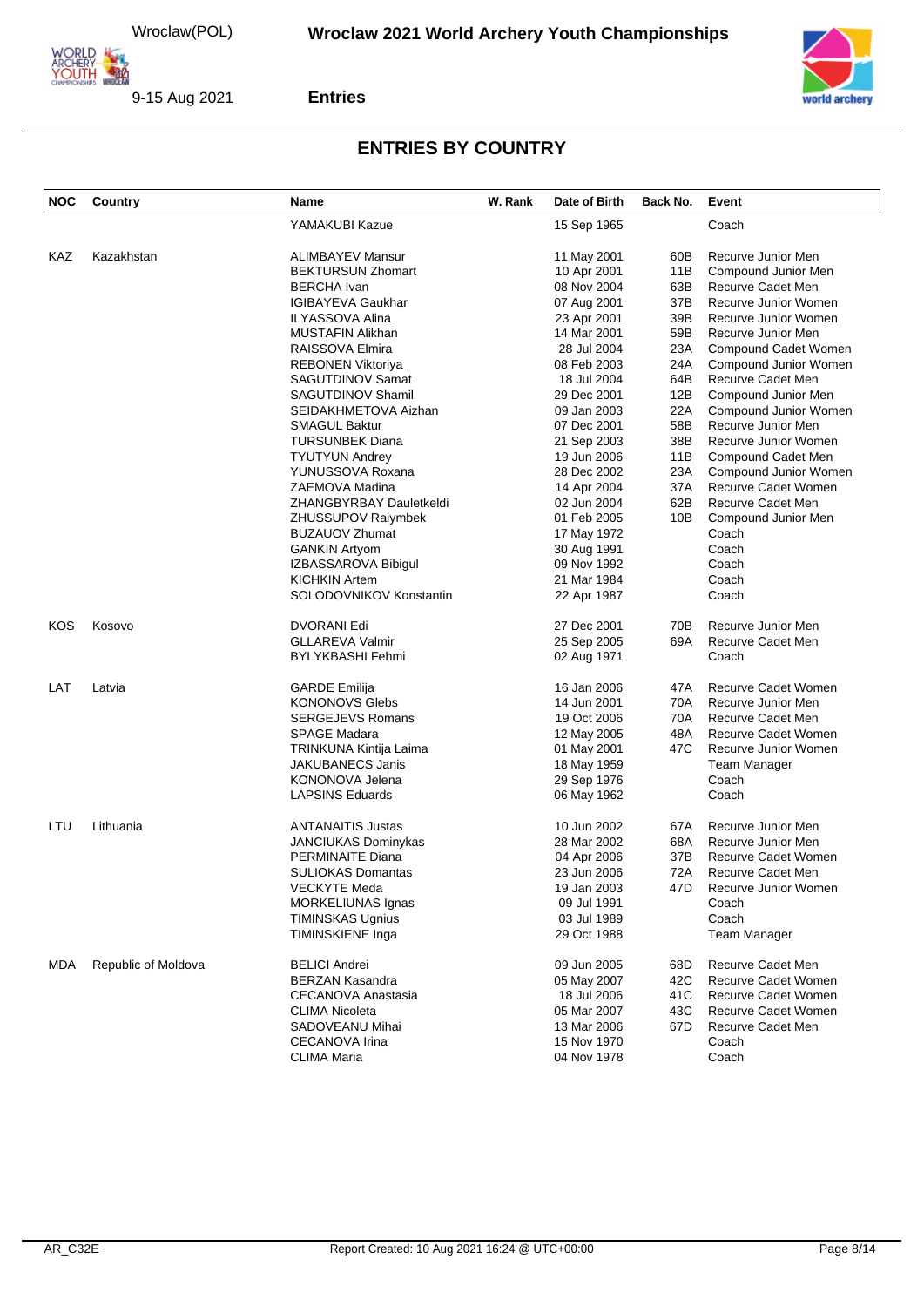## ENTRIES BY COUNTRY

| NOC | Country | Name | W. Rank | Date of Birth | Back No. | Event |
|---|---|---|---|---|---|---|
| | | YAMAKUBI Kazue | | 15 Sep 1965 | | Coach |
| KAZ | Kazakhstan | ALIMBAYEV Mansur | | 11 May 2001 | 60B | Recurve Junior Men |
| | | BEKTURSUN Zhomart | | 10 Apr 2001 | 11B | Compound Junior Men |
| | | BERCHA Ivan | | 08 Nov 2004 | 63B | Recurve Cadet Men |
| | | IGIBAYEVA Gaukhar | | 07 Aug 2001 | 37B | Recurve Junior Women |
| | | ILYASSOVA Alina | | 23 Apr 2001 | 39B | Recurve Junior Women |
| | | MUSTAFIN Alikhan | | 14 Mar 2001 | 59B | Recurve Junior Men |
| | | RAISSOVA Elmira | | 28 Jul 2004 | 23A | Compound Cadet Women |
| | | REBONEN Viktoriya | | 08 Feb 2003 | 24A | Compound Junior Women |
| | | SAGUTDINOV Samat | | 18 Jul 2004 | 64B | Recurve Cadet Men |
| | | SAGUTDINOV Shamil | | 29 Dec 2001 | 12B | Compound Junior Men |
| | | SEIDAKHMETOVA Aizhan | | 09 Jan 2003 | 22A | Compound Junior Women |
| | | SMAGUL Baktur | | 07 Dec 2001 | 58B | Recurve Junior Men |
| | | TURSUNBEK Diana | | 21 Sep 2003 | 38B | Recurve Junior Women |
| | | TYUTYUN Andrey | | 19 Jun 2006 | 11B | Compound Cadet Men |
| | | YUNUSSOVA Roxana | | 28 Dec 2002 | 23A | Compound Junior Women |
| | | ZAEMOVA Madina | | 14 Apr 2004 | 37A | Recurve Cadet Women |
| | | ZHANGBYRBAY Dauletkeldi | | 02 Jun 2004 | 62B | Recurve Cadet Men |
| | | ZHUSSUPOV Raiymbek | | 01 Feb 2005 | 10B | Compound Junior Men |
| | | BUZAUOV Zhumat | | 17 May 1972 | | Coach |
| | | GANKIN Artyom | | 30 Aug 1991 | | Coach |
| | | IZBASSAROVA Bibigul | | 09 Nov 1992 | | Coach |
| | | KICHKIN Artem | | 21 Mar 1984 | | Coach |
| | | SOLODOVNIKOV Konstantin | | 22 Apr 1987 | | Coach |
| KOS | Kosovo | DVORANI Edi | | 27 Dec 2001 | 70B | Recurve Junior Men |
| | | GLLAREVA Valmir | | 25 Sep 2005 | 69A | Recurve Cadet Men |
| | | BYLYKBASHI Fehmi | | 02 Aug 1971 | | Coach |
| LAT | Latvia | GARDE Emilija | | 16 Jan 2006 | 47A | Recurve Cadet Women |
| | | KONONOVS Glebs | | 14 Jun 2001 | 70A | Recurve Junior Men |
| | | SERGEJEVS Romans | | 19 Oct 2006 | 70A | Recurve Cadet Men |
| | | SPAGE Madara | | 12 May 2005 | 48A | Recurve Cadet Women |
| | | TRINKUNA Kintija Laima | | 01 May 2001 | 47C | Recurve Junior Women |
| | | JAKUBANECS Janis | | 18 May 1959 | | Team Manager |
| | | KONONOVA Jelena | | 29 Sep 1976 | | Coach |
| | | LAPSINS Eduards | | 06 May 1962 | | Coach |
| LTU | Lithuania | ANTANAITIS Justas | | 10 Jun 2002 | 67A | Recurve Junior Men |
| | | JANCIUKAS Dominykas | | 28 Mar 2002 | 68A | Recurve Junior Men |
| | | PERMINAITE Diana | | 04 Apr 2006 | 37B | Recurve Cadet Women |
| | | SULIOKAS Domantas | | 23 Jun 2006 | 72A | Recurve Cadet Men |
| | | VECKYTE Meda | | 19 Jan 2003 | 47D | Recurve Junior Women |
| | | MORKELIUNAS Ignas | | 09 Jul 1991 | | Coach |
| | | TIMINSKAS Ugnius | | 03 Jul 1989 | | Coach |
| | | TIMINSKIENE Inga | | 29 Oct 1988 | | Team Manager |
| MDA | Republic of Moldova | BELICI Andrei | | 09 Jun 2005 | 68D | Recurve Cadet Men |
| | | BERZAN Kasandra | | 05 May 2007 | 42C | Recurve Cadet Women |
| | | CECANOVA Anastasia | | 18 Jul 2006 | 41C | Recurve Cadet Women |
| | | CLIMA Nicoleta | | 05 Mar 2007 | 43C | Recurve Cadet Women |
| | | SADOVEANU Mihai | | 13 Mar 2006 | 67D | Recurve Cadet Men |
| | | CECANOVA Irina | | 15 Nov 1970 | | Coach |
| | | CLIMA Maria | | 04 Nov 1978 | | Coach |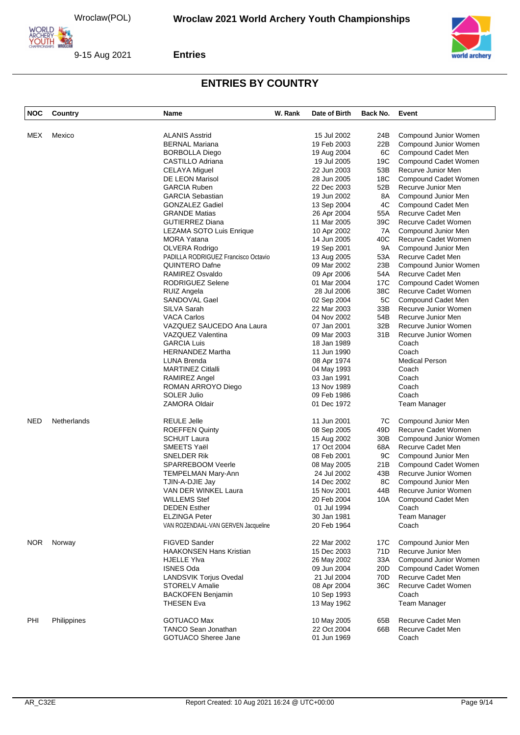# Wroclaw 2021 World Archery Youth Championships

Wroclaw(POL)

9-15 Aug 2021

**Entries**

## ENTRIES BY COUNTRY

| NOC | Country | Name | W. Rank | Date of Birth | Back No. | Event |
|---|---|---|---|---|---|---|
| MEX | Mexico | ALANIS Asstrid | | 15 Jul 2002 | 24B | Compound Junior Women |
| | | BERNAL Mariana | | 19 Feb 2003 | 22B | Compound Junior Women |
| | | BORBOLLA Diego | | 19 Aug 2004 | 6C | Compound Cadet Men |
| | | CASTILLO Adriana | | 19 Jul 2005 | 19C | Compound Cadet Women |
| | | CELAYA Miguel | | 22 Jun 2003 | 53B | Recurve Junior Men |
| | | DE LEON Marisol | | 28 Jun 2005 | 18C | Compound Cadet Women |
| | | GARCIA Ruben | | 22 Dec 2003 | 52B | Recurve Junior Men |
| | | GARCIA Sebastian | | 19 Jun 2002 | 8A | Compound Junior Men |
| | | GONZALEZ Gadiel | | 13 Sep 2004 | 4C | Compound Cadet Men |
| | | GRANDE Matias | | 26 Apr 2004 | 55A | Recurve Cadet Men |
| | | GUTIERREZ Diana | | 11 Mar 2005 | 39C | Recurve Cadet Women |
| | | LEZAMA SOTO Luis Enrique | | 10 Apr 2002 | 7A | Compound Junior Men |
| | | MORA Yatana | | 14 Jun 2005 | 40C | Recurve Cadet Women |
| | | OLVERA Rodrigo | | 19 Sep 2001 | 9A | Compound Junior Men |
| | | PADILLA RODRIGUEZ Francisco Octavio | | 13 Aug 2005 | 53A | Recurve Cadet Men |
| | | QUINTERO Dafne | | 09 Mar 2002 | 23B | Compound Junior Women |
| | | RAMIREZ Osvaldo | | 09 Apr 2006 | 54A | Recurve Cadet Men |
| | | RODRIGUEZ Selene | | 01 Mar 2004 | 17C | Compound Cadet Women |
| | | RUIZ Angela | | 28 Jul 2006 | 38C | Recurve Cadet Women |
| | | SANDOVAL Gael | | 02 Sep 2004 | 5C | Compound Cadet Men |
| | | SILVA Sarah | | 22 Mar 2003 | 33B | Recurve Junior Women |
| | | VACA Carlos | | 04 Nov 2002 | 54B | Recurve Junior Men |
| | | VAZQUEZ SAUCEDO Ana Laura | | 07 Jan 2001 | 32B | Recurve Junior Women |
| | | VAZQUEZ Valentina | | 09 Mar 2003 | 31B | Recurve Junior Women |
| | | GARCIA Luis | | 18 Jan 1989 | | Coach |
| | | HERNANDEZ Martha | | 11 Jun 1990 | | Coach |
| | | LUNA Brenda | | 08 Apr 1974 | | Medical Person |
| | | MARTINEZ Citlalli | | 04 May 1993 | | Coach |
| | | RAMIREZ Angel | | 03 Jan 1991 | | Coach |
| | | ROMAN ARROYO Diego | | 13 Nov 1989 | | Coach |
| | | SOLER Julio | | 09 Feb 1986 | | Coach |
| | | ZAMORA Oldair | | 01 Dec 1972 | | Team Manager |
| NED | Netherlands | REULE Jelle | | 11 Jun 2001 | 7C | Compound Junior Men |
| | | ROEFFEN Quinty | | 08 Sep 2005 | 49D | Recurve Cadet Women |
| | | SCHUIT Laura | | 15 Aug 2002 | 30B | Compound Junior Women |
| | | SMEETS Yaël | | 17 Oct 2004 | 68A | Recurve Cadet Men |
| | | SNELDER Rik | | 08 Feb 2001 | 9C | Compound Junior Men |
| | | SPARREBOOM Veerle | | 08 May 2005 | 21B | Compound Cadet Women |
| | | TEMPELMAN Mary-Ann | | 24 Jul 2002 | 43B | Recurve Junior Women |
| | | TJIN-A-DJIE Jay | | 14 Dec 2002 | 8C | Compound Junior Men |
| | | VAN DER WINKEL Laura | | 15 Nov 2001 | 44B | Recurve Junior Women |
| | | WILLEMS Stef | | 20 Feb 2004 | 10A | Compound Cadet Men |
| | | DEDEN Esther | | 01 Jul 1994 | | Coach |
| | | ELZINGA Peter | | 30 Jan 1981 | | Team Manager |
| | | VAN ROZENDAAL-VAN GERVEN Jacqueline | | 20 Feb 1964 | | Coach |
| NOR | Norway | FIGVED Sander | | 22 Mar 2002 | 17C | Compound Junior Men |
| | | HAAKONSEN Hans Kristian | | 15 Dec 2003 | 71D | Recurve Junior Men |
| | | HJELLE Ylva | | 26 May 2002 | 33A | Compound Junior Women |
| | | ISNES Oda | | 09 Jun 2004 | 20D | Compound Cadet Women |
| | | LANDSVIK Torjus Ovedal | | 21 Jul 2004 | 70D | Recurve Cadet Men |
| | | STORELV Amalie | | 08 Apr 2004 | 36C | Recurve Cadet Women |
| | | BACKOFEN Benjamin | | 10 Sep 1993 | | Coach |
| | | THESEN Eva | | 13 May 1962 | | Team Manager |
| PHI | Philippines | GOTUACO Max | | 10 May 2005 | 65B | Recurve Cadet Men |
| | | TANCO Sean Jonathan | | 22 Oct 2004 | 66B | Recurve Cadet Men |
| | | GOTUACO Sheree Jane | | 01 Jun 1969 | | Coach |

AR_C32E — Report Created: 10 Aug 2021 16:24 @ UTC+00:00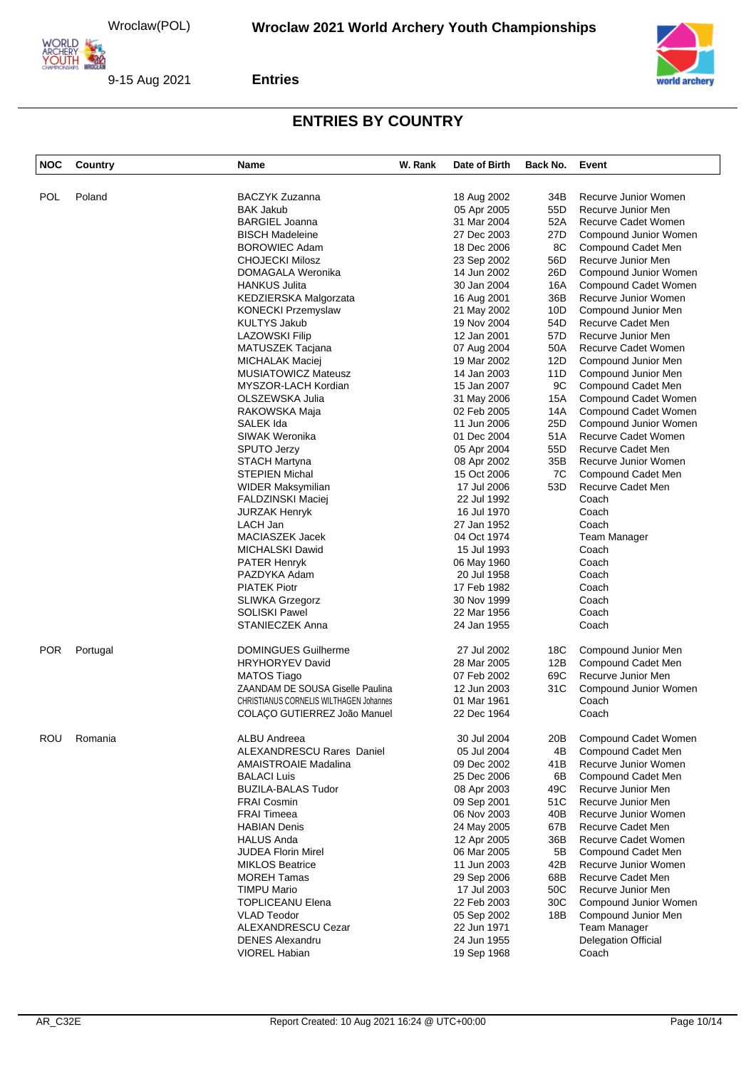## ENTRIES BY COUNTRY

| NOC | Country | Name | W. Rank | Date of Birth | Back No. | Event |
|---|---|---|---|---|---|---|
| POL | Poland | BACZYK Zuzanna | | 18 Aug 2002 | 34B | Recurve Junior Women |
| | | BAK Jakub | | 05 Apr 2005 | 55D | Recurve Junior Men |
| | | BARGIEL Joanna | | 31 Mar 2004 | 52A | Recurve Cadet Women |
| | | BISCH Madeleine | | 27 Dec 2003 | 27D | Compound Junior Women |
| | | BOROWIEC Adam | | 18 Dec 2006 | 8C | Compound Cadet Men |
| | | CHOJECKI Milosz | | 23 Sep 2002 | 56D | Recurve Junior Men |
| | | DOMAGALA Weronika | | 14 Jun 2002 | 26D | Compound Junior Women |
| | | HANKUS Julita | | 30 Jan 2004 | 16A | Compound Cadet Women |
| | | KEDZIERSKA Malgorzata | | 16 Aug 2001 | 36B | Recurve Junior Women |
| | | KONECKI Przemyslaw | | 21 May 2002 | 10D | Compound Junior Men |
| | | KULTYS Jakub | | 19 Nov 2004 | 54D | Recurve Cadet Men |
| | | LAZOWSKI Filip | | 12 Jan 2001 | 57D | Recurve Junior Men |
| | | MATUSZEK Tacjana | | 07 Aug 2004 | 50A | Recurve Cadet Women |
| | | MICHALAK Maciej | | 19 Mar 2002 | 12D | Compound Junior Men |
| | | MUSIATOWICZ Mateusz | | 14 Jan 2003 | 11D | Compound Junior Men |
| | | MYSZOR-LACH Kordian | | 15 Jan 2007 | 9C | Compound Cadet Men |
| | | OLSZEWSKA Julia | | 31 May 2006 | 15A | Compound Cadet Women |
| | | RAKOWSKA Maja | | 02 Feb 2005 | 14A | Compound Cadet Women |
| | | SALEK Ida | | 11 Jun 2006 | 25D | Compound Junior Women |
| | | SIWAK Weronika | | 01 Dec 2004 | 51A | Recurve Cadet Women |
| | | SPUTO Jerzy | | 05 Apr 2004 | 55D | Recurve Cadet Men |
| | | STACH Martyna | | 08 Apr 2002 | 35B | Recurve Junior Women |
| | | STEPIEN Michal | | 15 Oct 2006 | 7C | Compound Cadet Men |
| | | WIDER Maksymilian | | 17 Jul 2006 | 53D | Recurve Cadet Men |
| | | FALDZINSKI Maciej | | 22 Jul 1992 | | Coach |
| | | JURZAK Henryk | | 16 Jul 1970 | | Coach |
| | | LACH Jan | | 27 Jan 1952 | | Coach |
| | | MACIASZEK Jacek | | 04 Oct 1974 | | Team Manager |
| | | MICHALSKI Dawid | | 15 Jul 1993 | | Coach |
| | | PATER Henryk | | 06 May 1960 | | Coach |
| | | PAZDYKA Adam | | 20 Jul 1958 | | Coach |
| | | PIATEK Piotr | | 17 Feb 1982 | | Coach |
| | | SLIWKA Grzegorz | | 30 Nov 1999 | | Coach |
| | | SOLISKI Pawel | | 22 Mar 1956 | | Coach |
| | | STANIECZEK Anna | | 24 Jan 1955 | | Coach |
| POR | Portugal | DOMINGUES Guilherme | | 27 Jul 2002 | 18C | Compound Junior Men |
| | | HRYHORYEV David | | 28 Mar 2005 | 12B | Compound Cadet Men |
| | | MATOS Tiago | | 07 Feb 2002 | 69C | Recurve Junior Men |
| | | ZAANDAM DE SOUSA Giselle Paulina | | 12 Jun 2003 | 31C | Compound Junior Women |
| | | CHRISTIANUS CORNELIS WILTHAGEN Johannes | | 01 Mar 1961 | | Coach |
| | | COLAÇO GUTIERREZ João Manuel | | 22 Dec 1964 | | Coach |
| ROU | Romania | ALBU Andreea | | 30 Jul 2004 | 20B | Compound Cadet Women |
| | | ALEXANDRESCU Rares Daniel | | 05 Jul 2004 | 4B | Compound Cadet Men |
| | | AMAISTROAIE Madalina | | 09 Dec 2002 | 41B | Recurve Junior Women |
| | | BALACI Luis | | 25 Dec 2006 | 6B | Compound Cadet Men |
| | | BUZILA-BALAS Tudor | | 08 Apr 2003 | 49C | Recurve Junior Men |
| | | FRAI Cosmin | | 09 Sep 2001 | 51C | Recurve Junior Men |
| | | FRAI Timeea | | 06 Nov 2003 | 40B | Recurve Junior Women |
| | | HABIAN Denis | | 24 May 2005 | 67B | Recurve Cadet Men |
| | | HALUS Anda | | 12 Apr 2005 | 36B | Recurve Cadet Women |
| | | JUDEA Florin Mirel | | 06 Mar 2005 | 5B | Compound Cadet Men |
| | | MIKLOS Beatrice | | 11 Jun 2003 | 42B | Recurve Junior Women |
| | | MOREH Tamas | | 29 Sep 2006 | 68B | Recurve Cadet Men |
| | | TIMPU Mario | | 17 Jul 2003 | 50C | Recurve Junior Men |
| | | TOPLICEANU Elena | | 22 Feb 2003 | 30C | Compound Junior Women |
| | | VLAD Teodor | | 05 Sep 2002 | 18B | Compound Junior Men |
| | | ALEXANDRESCU Cezar | | 22 Jun 1971 | | Team Manager |
| | | DENES Alexandru | | 24 Jun 1955 | | Delegation Official |
| | | VIOREL Habian | | 19 Sep 1968 | | Coach |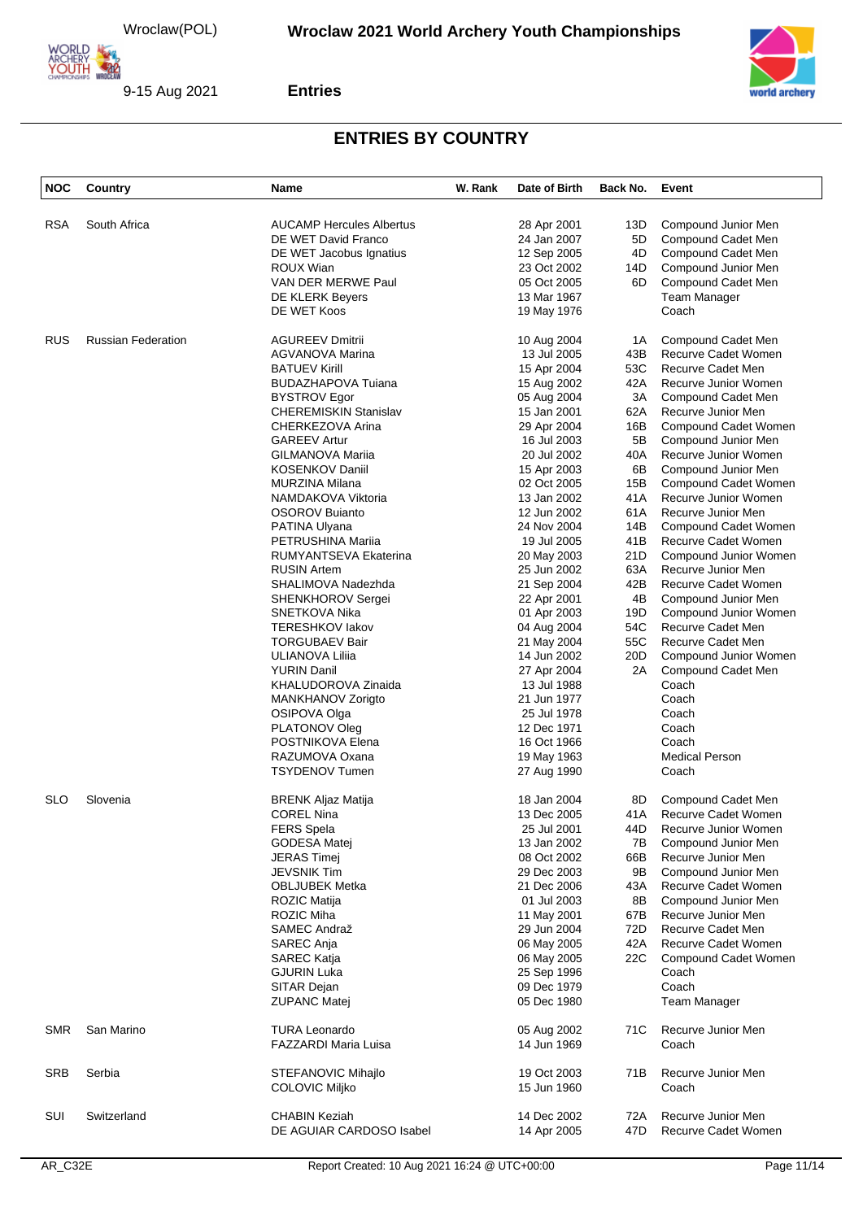# ENTRIES BY COUNTRY

| NOC | Country | Name | W. Rank | Date of Birth | Back No. | Event |
|---|---|---|---|---|---|---|
| RSA | South Africa | AUCAMP Hercules Albertus | | 28 Apr 2001 | 13D | Compound Junior Men |
| | | DE WET David Franco | | 24 Jan 2007 | 5D | Compound Cadet Men |
| | | DE WET Jacobus Ignatius | | 12 Sep 2005 | 4D | Compound Cadet Men |
| | | ROUX Wian | | 23 Oct 2002 | 14D | Compound Junior Men |
| | | VAN DER MERWE Paul | | 05 Oct 2005 | 6D | Compound Cadet Men |
| | | DE KLERK Beyers | | 13 Mar 1967 | | Team Manager |
| | | DE WET Koos | | 19 May 1976 | | Coach |
| RUS | Russian Federation | AGUREEV Dmitrii | | 10 Aug 2004 | 1A | Compound Cadet Men |
| | | AGVANOVA Marina | | 13 Jul 2005 | 43B | Recurve Cadet Women |
| | | BATUEV Kirill | | 15 Apr 2004 | 53C | Recurve Cadet Men |
| | | BUDAZHAPOVA Tuiana | | 15 Aug 2002 | 42A | Recurve Junior Women |
| | | BYSTROV Egor | | 05 Aug 2004 | 3A | Compound Cadet Men |
| | | CHEREMISKIN Stanislav | | 15 Jan 2001 | 62A | Recurve Junior Men |
| | | CHERKEZOVA Arina | | 29 Apr 2004 | 16B | Compound Cadet Women |
| | | GAREEV Artur | | 16 Jul 2003 | 5B | Compound Junior Men |
| | | GILMANOVA Mariia | | 20 Jul 2002 | 40A | Recurve Junior Women |
| | | KOSENKOV Daniil | | 15 Apr 2003 | 6B | Compound Junior Men |
| | | MURZINA Milana | | 02 Oct 2005 | 15B | Compound Cadet Women |
| | | NAMDAKOVA Viktoria | | 13 Jan 2002 | 41A | Recurve Junior Women |
| | | OSOROV Buianto | | 12 Jun 2002 | 61A | Recurve Junior Men |
| | | PATINA Ulyana | | 24 Nov 2004 | 14B | Compound Cadet Women |
| | | PETRUSHINA Mariia | | 19 Jul 2005 | 41B | Recurve Cadet Women |
| | | RUMYANTSEVA Ekaterina | | 20 May 2003 | 21D | Compound Junior Women |
| | | RUSIN Artem | | 25 Jun 2002 | 63A | Recurve Junior Men |
| | | SHALIMOVA Nadezhda | | 21 Sep 2004 | 42B | Recurve Cadet Women |
| | | SHENKHOROV Sergei | | 22 Apr 2001 | 4B | Compound Junior Men |
| | | SNETKOVA Nika | | 01 Apr 2003 | 19D | Compound Junior Women |
| | | TERESHKOV Iakov | | 04 Aug 2004 | 54C | Recurve Cadet Men |
| | | TORGUBAEV Bair | | 21 May 2004 | 55C | Recurve Cadet Men |
| | | ULIANOVA Liliia | | 14 Jun 2002 | 20D | Compound Junior Women |
| | | YURIN Danil | | 27 Apr 2004 | 2A | Compound Cadet Men |
| | | KHALUDOROVA Zinaida | | 13 Jul 1988 | | Coach |
| | | MANKHANOV Zorigto | | 21 Jun 1977 | | Coach |
| | | OSIPOVA Olga | | 25 Jul 1978 | | Coach |
| | | PLATONOV Oleg | | 12 Dec 1971 | | Coach |
| | | POSTNIKOVA Elena | | 16 Oct 1966 | | Coach |
| | | RAZUMOVA Oxana | | 19 May 1963 | | Medical Person |
| | | TSYDENOV Tumen | | 27 Aug 1990 | | Coach |
| SLO | Slovenia | BRENK Aljaz Matija | | 18 Jan 2004 | 8D | Compound Cadet Men |
| | | COREL Nina | | 13 Dec 2005 | 41A | Recurve Cadet Women |
| | | FERS Spela | | 25 Jul 2001 | 44D | Recurve Junior Women |
| | | GODESA Matej | | 13 Jan 2002 | 7B | Compound Junior Men |
| | | JERAS Timej | | 08 Oct 2002 | 66B | Recurve Junior Men |
| | | JEVSNIK Tim | | 29 Dec 2003 | 9B | Compound Junior Men |
| | | OBLJUBEK Metka | | 21 Dec 2006 | 43A | Recurve Cadet Women |
| | | ROZIC Matija | | 01 Jul 2003 | 8B | Compound Junior Men |
| | | ROZIC Miha | | 11 May 2001 | 67B | Recurve Junior Men |
| | | SAMEC Andraž | | 29 Jun 2004 | 72D | Recurve Cadet Men |
| | | SAREC Anja | | 06 May 2005 | 42A | Recurve Cadet Women |
| | | SAREC Katja | | 06 May 2005 | 22C | Compound Cadet Women |
| | | GJURIN Luka | | 25 Sep 1996 | | Coach |
| | | SITAR Dejan | | 09 Dec 1979 | | Coach |
| | | ZUPANC Matej | | 05 Dec 1980 | | Team Manager |
| SMR | San Marino | TURA Leonardo | | 05 Aug 2002 | 71C | Recurve Junior Men |
| | | FAZZARDI Maria Luisa | | 14 Jun 1969 | | Coach |
| SRB | Serbia | STEFANOVIC Mihajlo | | 19 Oct 2003 | 71B | Recurve Junior Men |
| | | COLOVIC Miljko | | 15 Jun 1960 | | Coach |
| SUI | Switzerland | CHABIN Keziah | | 14 Dec 2002 | 72A | Recurve Junior Men |
| | | DE AGUIAR CARDOSO Isabel | | 14 Apr 2005 | 47D | Recurve Cadet Women |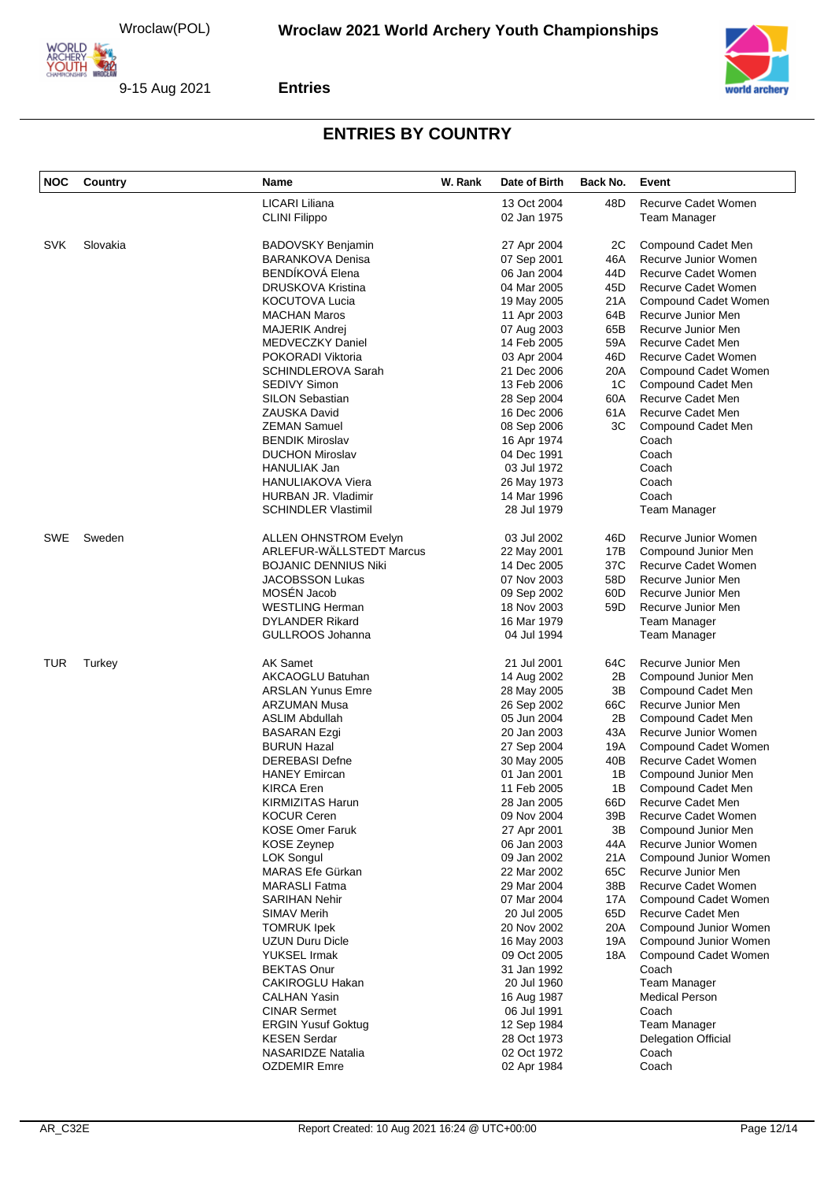## ENTRIES BY COUNTRY

| NOC | Country | Name | W. Rank | Date of Birth | Back No. | Event |
|---|---|---|---|---|---|---|
| | | LICARI Liliana | | 13 Oct 2004 | 48D | Recurve Cadet Women |
| | | CLINI Filippo | | 02 Jan 1975 | | Team Manager |
| SVK | Slovakia | BADOVSKY Benjamin | | 27 Apr 2004 | 2C | Compound Cadet Men |
| | | BARANKOVA Denisa | | 07 Sep 2001 | 46A | Recurve Junior Women |
| | | BENDÍKOVÁ Elena | | 06 Jan 2004 | 44D | Recurve Cadet Women |
| | | DRUSKOVA Kristina | | 04 Mar 2005 | 45D | Recurve Cadet Women |
| | | KOCUTOVA Lucia | | 19 May 2005 | 21A | Compound Cadet Women |
| | | MACHAN Maros | | 11 Apr 2003 | 64B | Recurve Junior Men |
| | | MAJERIK Andrej | | 07 Aug 2003 | 65B | Recurve Junior Men |
| | | MEDVECZKY Daniel | | 14 Feb 2005 | 59A | Recurve Cadet Men |
| | | POKORADI Viktoria | | 03 Apr 2004 | 46D | Recurve Cadet Women |
| | | SCHINDLEROVA Sarah | | 21 Dec 2006 | 20A | Compound Cadet Women |
| | | SEDIVY Simon | | 13 Feb 2006 | 1C | Compound Cadet Men |
| | | SILON Sebastian | | 28 Sep 2004 | 60A | Recurve Cadet Men |
| | | ZAUSKA David | | 16 Dec 2006 | 61A | Recurve Cadet Men |
| | | ZEMAN Samuel | | 08 Sep 2006 | 3C | Compound Cadet Men |
| | | BENDIK Miroslav | | 16 Apr 1974 | | Coach |
| | | DUCHON Miroslav | | 04 Dec 1991 | | Coach |
| | | HANULIAK Jan | | 03 Jul 1972 | | Coach |
| | | HANULIAKOVA Viera | | 26 May 1973 | | Coach |
| | | HURBAN JR. Vladimir | | 14 Mar 1996 | | Coach |
| | | SCHINDLER Vlastimil | | 28 Jul 1979 | | Team Manager |
| SWE | Sweden | ALLEN OHNSTROM Evelyn | | 03 Jul 2002 | 46D | Recurve Junior Women |
| | | ARLEFUR-WÄLLSTEDT Marcus | | 22 May 2001 | 17B | Compound Junior Men |
| | | BOJANIC DENNIUS Niki | | 14 Dec 2005 | 37C | Recurve Cadet Women |
| | | JACOBSSON Lukas | | 07 Nov 2003 | 58D | Recurve Junior Men |
| | | MOSÉN Jacob | | 09 Sep 2002 | 60D | Recurve Junior Men |
| | | WESTLING Herman | | 18 Nov 2003 | 59D | Recurve Junior Men |
| | | DYLANDER Rikard | | 16 Mar 1979 | | Team Manager |
| | | GULLROOS Johanna | | 04 Jul 1994 | | Team Manager |
| TUR | Turkey | AK Samet | | 21 Jul 2001 | 64C | Recurve Junior Men |
| | | AKCAOGLU Batuhan | | 14 Aug 2002 | 2B | Compound Junior Men |
| | | ARSLAN Yunus Emre | | 28 May 2005 | 3B | Compound Cadet Men |
| | | ARZUMAN Musa | | 26 Sep 2002 | 66C | Recurve Junior Men |
| | | ASLIM Abdullah | | 05 Jun 2004 | 2B | Compound Cadet Men |
| | | BASARAN Ezgi | | 20 Jan 2003 | 43A | Recurve Junior Women |
| | | BURUN Hazal | | 27 Sep 2004 | 19A | Compound Cadet Women |
| | | DEREBASI Defne | | 30 May 2005 | 40B | Recurve Cadet Women |
| | | HANEY Emircan | | 01 Jan 2001 | 1B | Compound Junior Men |
| | | KIRCA Eren | | 11 Feb 2005 | 1B | Compound Cadet Men |
| | | KIRMIZITAS Harun | | 28 Jan 2005 | 66D | Recurve Cadet Men |
| | | KOCUR Ceren | | 09 Nov 2004 | 39B | Recurve Cadet Women |
| | | KOSE Omer Faruk | | 27 Apr 2001 | 3B | Compound Junior Men |
| | | KOSE Zeynep | | 06 Jan 2003 | 44A | Recurve Junior Women |
| | | LOK Songul | | 09 Jan 2002 | 21A | Compound Junior Women |
| | | MARAS Efe Gürkan | | 22 Mar 2002 | 65C | Recurve Junior Men |
| | | MARASLI Fatma | | 29 Mar 2004 | 38B | Recurve Cadet Women |
| | | SARIHAN Nehir | | 07 Mar 2004 | 17A | Compound Cadet Women |
| | | SIMAV Merih | | 20 Jul 2005 | 65D | Recurve Cadet Men |
| | | TOMRUK Ipek | | 20 Nov 2002 | 20A | Compound Junior Women |
| | | UZUN Duru Dicle | | 16 May 2003 | 19A | Compound Junior Women |
| | | YUKSEL Irmak | | 09 Oct 2005 | 18A | Compound Cadet Women |
| | | BEKTAS Onur | | 31 Jan 1992 | | Coach |
| | | CAKIROGLU Hakan | | 20 Jul 1960 | | Team Manager |
| | | CALHAN Yasin | | 16 Aug 1987 | | Medical Person |
| | | CINAR Sermet | | 06 Jul 1991 | | Coach |
| | | ERGIN Yusuf Goktug | | 12 Sep 1984 | | Team Manager |
| | | KESEN Serdar | | 28 Oct 1973 | | Delegation Official |
| | | NASARIDZE Natalia | | 02 Oct 1972 | | Coach |
| | | OZDEMIR Emre | | 02 Apr 1984 | | Coach |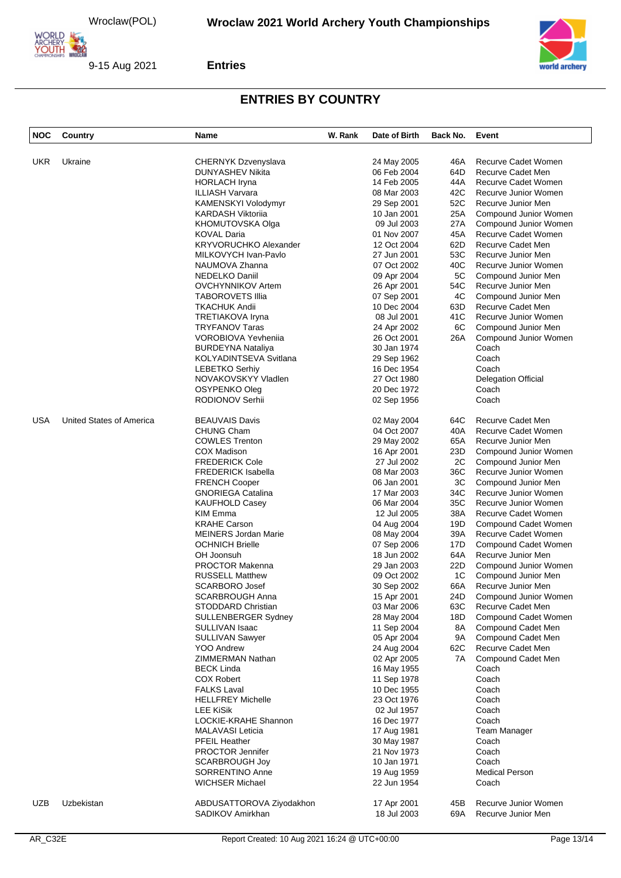# ENTRIES BY COUNTRY

| NOC | Country | Name | W. Rank | Date of Birth | Back No. | Event |
|---|---|---|---|---|---|---|
| UKR | Ukraine | CHERNYK Dzvenyslava | | 24 May 2005 | 46A | Recurve Cadet Women |
| | | DUNYASHEV Nikita | | 06 Feb 2004 | 64D | Recurve Cadet Men |
| | | HORLACH Iryna | | 14 Feb 2005 | 44A | Recurve Cadet Women |
| | | ILLIASH Varvara | | 08 Mar 2003 | 42C | Recurve Junior Women |
| | | KAMENSKYI Volodymyr | | 29 Sep 2001 | 52C | Recurve Junior Men |
| | | KARDASH Viktoriia | | 10 Jan 2001 | 25A | Compound Junior Women |
| | | KHOMUTOVSKA Olga | | 09 Jul 2003 | 27A | Compound Junior Women |
| | | KOVAL Daria | | 01 Nov 2007 | 45A | Recurve Cadet Women |
| | | KRYVORUCHKO Alexander | | 12 Oct 2004 | 62D | Recurve Cadet Men |
| | | MILKOVYCH Ivan-Pavlo | | 27 Jun 2001 | 53C | Recurve Junior Men |
| | | NAUMOVA Zhanna | | 07 Oct 2002 | 40C | Recurve Junior Women |
| | | NEDELKO Daniil | | 09 Apr 2004 | 5C | Compound Junior Men |
| | | OVCHYNNIKOV Artem | | 26 Apr 2001 | 54C | Recurve Junior Men |
| | | TABOROVETS Illia | | 07 Sep 2001 | 4C | Compound Junior Men |
| | | TKACHUK Andii | | 10 Dec 2004 | 63D | Recurve Cadet Men |
| | | TRETIAKOVA Iryna | | 08 Jul 2001 | 41C | Recurve Junior Women |
| | | TRYFANOV Taras | | 24 Apr 2002 | 6C | Compound Junior Men |
| | | VOROBIOVA Yevheniia | | 26 Oct 2001 | 26A | Compound Junior Women |
| | | BURDEYNA Nataliya | | 30 Jan 1974 | | Coach |
| | | KOLYADINTSEVA Svitlana | | 29 Sep 1962 | | Coach |
| | | LEBETKO Serhiy | | 16 Dec 1954 | | Coach |
| | | NOVAKOVSKYY Vladlen | | 27 Oct 1980 | | Delegation Official |
| | | OSYPENKO Oleg | | 20 Dec 1972 | | Coach |
| | | RODIONOV Serhii | | 02 Sep 1956 | | Coach |
| USA | United States of America | BEAUVAIS Davis | | 02 May 2004 | 64C | Recurve Cadet Men |
| | | CHUNG Cham | | 04 Oct 2007 | 40A | Recurve Cadet Women |
| | | COWLES Trenton | | 29 May 2002 | 65A | Recurve Junior Men |
| | | COX Madison | | 16 Apr 2001 | 23D | Compound Junior Women |
| | | FREDERICK Cole | | 27 Jul 2002 | 2C | Compound Junior Men |
| | | FREDERICK Isabella | | 08 Mar 2003 | 36C | Recurve Junior Women |
| | | FRENCH Cooper | | 06 Jan 2001 | 3C | Compound Junior Men |
| | | GNORIEGA Catalina | | 17 Mar 2003 | 34C | Recurve Junior Women |
| | | KAUFHOLD Casey | | 06 Mar 2004 | 35C | Recurve Junior Women |
| | | KIM Emma | | 12 Jul 2005 | 38A | Recurve Cadet Women |
| | | KRAHE Carson | | 04 Aug 2004 | 19D | Compound Cadet Women |
| | | MEINERS Jordan Marie | | 08 May 2004 | 39A | Recurve Cadet Women |
| | | OCHNICH Brielle | | 07 Sep 2006 | 17D | Compound Cadet Women |
| | | OH Joonsuh | | 18 Jun 2002 | 64A | Recurve Junior Men |
| | | PROCTOR Makenna | | 29 Jan 2003 | 22D | Compound Junior Women |
| | | RUSSELL Matthew | | 09 Oct 2002 | 1C | Compound Junior Men |
| | | SCARBORO Josef | | 30 Sep 2002 | 66A | Recurve Junior Men |
| | | SCARBROUGH Anna | | 15 Apr 2001 | 24D | Compound Junior Women |
| | | STODDARD Christian | | 03 Mar 2006 | 63C | Recurve Cadet Men |
| | | SULLENBERGER Sydney | | 28 May 2004 | 18D | Compound Cadet Women |
| | | SULLIVAN Isaac | | 11 Sep 2004 | 8A | Compound Cadet Men |
| | | SULLIVAN Sawyer | | 05 Apr 2004 | 9A | Compound Cadet Men |
| | | YOO Andrew | | 24 Aug 2004 | 62C | Recurve Cadet Men |
| | | ZIMMERMAN Nathan | | 02 Apr 2005 | 7A | Compound Cadet Men |
| | | BECK Linda | | 16 May 1955 | | Coach |
| | | COX Robert | | 11 Sep 1978 | | Coach |
| | | FALKS Laval | | 10 Dec 1955 | | Coach |
| | | HELLFREY Michelle | | 23 Oct 1976 | | Coach |
| | | LEE KiSik | | 02 Jul 1957 | | Coach |
| | | LOCKIE-KRAHE Shannon | | 16 Dec 1977 | | Coach |
| | | MALAVASI Leticia | | 17 Aug 1981 | | Team Manager |
| | | PFEIL Heather | | 30 May 1987 | | Coach |
| | | PROCTOR Jennifer | | 21 Nov 1973 | | Coach |
| | | SCARBROUGH Joy | | 10 Jan 1971 | | Coach |
| | | SORRENTINO Anne | | 19 Aug 1959 | | Medical Person |
| | | WICHSER Michael | | 22 Jun 1954 | | Coach |
| UZB | Uzbekistan | ABDUSATTOROVA Ziyodakhon | | 17 Apr 2001 | 45B | Recurve Junior Women |
| | | SADIKOV Amirkhan | | 18 Jul 2003 | 69A | Recurve Junior Men |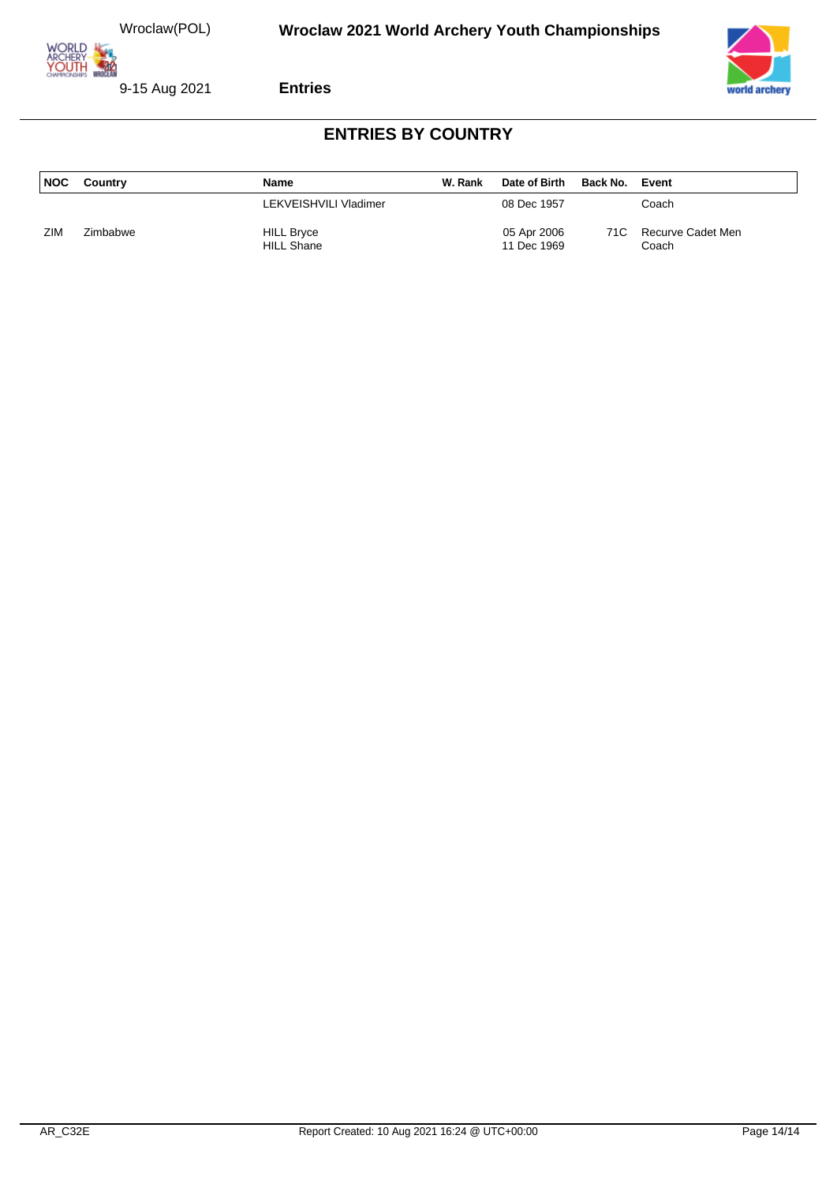## ENTRIES BY COUNTRY

| NOC | Country | Name | W. Rank | Date of Birth | Back No. | Event |
|---|---|---|---|---|---|---|
| | | LEKVEISHVILI Vladimer | | 08 Dec 1957 | | Coach |
| ZIM | Zimbabwe | HILL Bryce | | 05 Apr 2006 | 71C | Recurve Cadet Men |
| | | HILL Shane | | 11 Dec 1969 | | Coach |